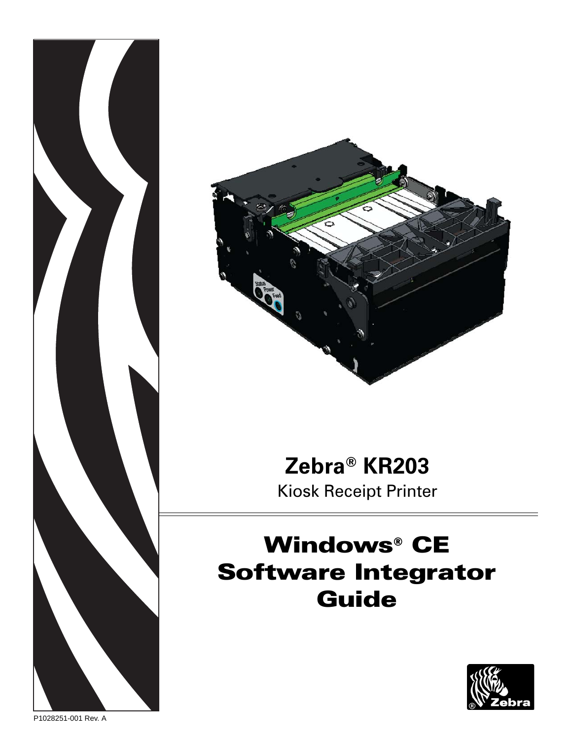# Zebra® KR203

Kiosk Receipt Printer

# Windows® CE Software Integrator Guide

P1028251-001 Rev. A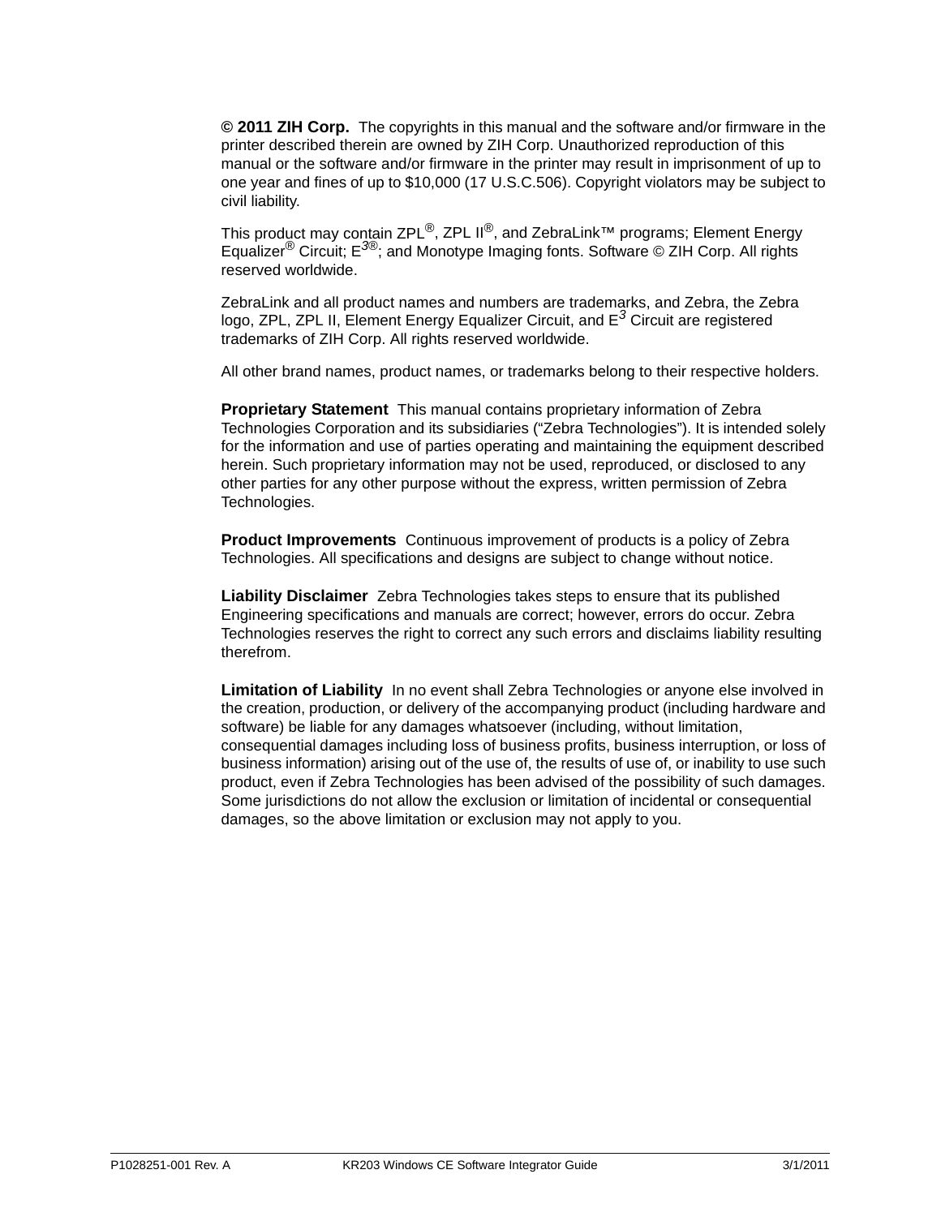**© 2011 ZIH Corp.** The copyrights in this manual and the software and/or firmware in the printer described therein are owned by ZIH Corp. Unauthorized reproduction of this manual or the software and/or firmware in the printer may result in imprisonment of up to one year and fines of up to $10,000 (17 U.S.C.506). Copyright violators may be subject to civil liability.

This product may contain ZPL®, ZPL II®, and ZebraLink™ programs; Element Energy Equalizer® Circuit; E3®; and Monotype Imaging fonts. Software © ZIH Corp. All rights reserved worldwide.

ZebraLink and all product names and numbers are trademarks, and Zebra, the Zebra logo, ZPL, ZPL II, Element Energy Equalizer Circuit, and E3 Circuit are registered trademarks of ZIH Corp. All rights reserved worldwide.

All other brand names, product names, or trademarks belong to their respective holders.

**Proprietary Statement** This manual contains proprietary information of Zebra Technologies Corporation and its subsidiaries ("Zebra Technologies"). It is intended solely for the information and use of parties operating and maintaining the equipment described herein. Such proprietary information may not be used, reproduced, or disclosed to any other parties for any other purpose without the express, written permission of Zebra Technologies.

**Product Improvements** Continuous improvement of products is a policy of Zebra Technologies. All specifications and designs are subject to change without notice.

**Liability Disclaimer** Zebra Technologies takes steps to ensure that its published Engineering specifications and manuals are correct; however, errors do occur. Zebra Technologies reserves the right to correct any such errors and disclaims liability resulting therefrom.

**Limitation of Liability** In no event shall Zebra Technologies or anyone else involved in the creation, production, or delivery of the accompanying product (including hardware and software) be liable for any damages whatsoever (including, without limitation, consequential damages including loss of business profits, business interruption, or loss of business information) arising out of the use of, the results of use of, or inability to use such product, even if Zebra Technologies has been advised of the possibility of such damages. Some jurisdictions do not allow the exclusion or limitation of incidental or consequential damages, so the above limitation or exclusion may not apply to you.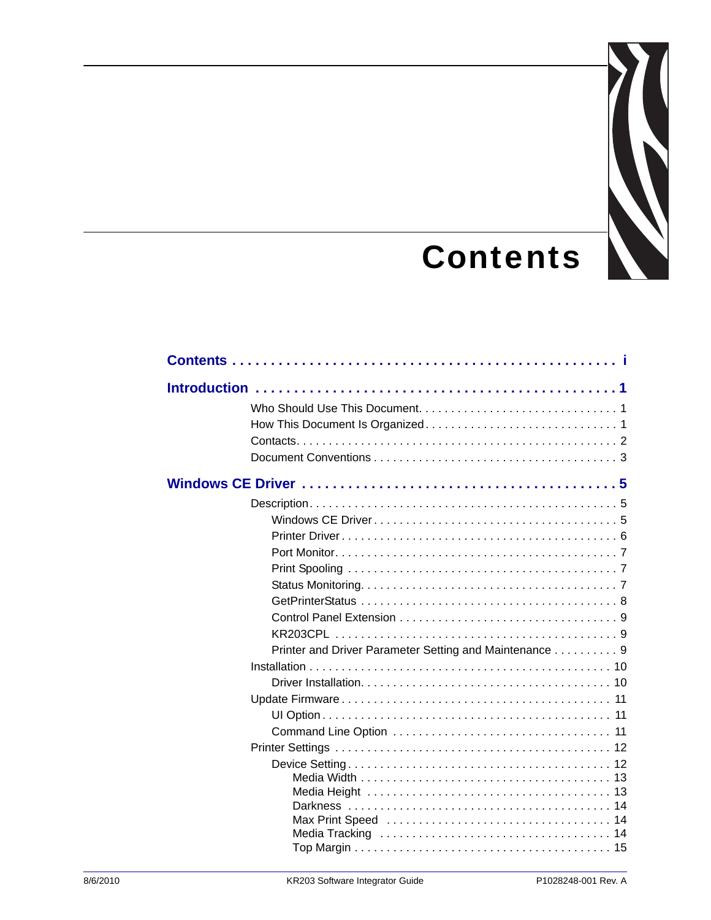# Contents

**Contents . . . . . . . . . . . . . . . . . . . . . . . . . . . . . . . . . . . . . . . . . . . . . . . . . i**

**Introduction . . . . . . . . . . . . . . . . . . . . . . . . . . . . . . . . . . . . . . . . . . . . . . 1**

- Who Should Use This Document. . . . . . . . . . . . . . . . . . . . . . . . . . . . . . . 1
- How This Document Is Organized . . . . . . . . . . . . . . . . . . . . . . . . . . . . . . 1
- Contacts. . . . . . . . . . . . . . . . . . . . . . . . . . . . . . . . . . . . . . . . . . . . . . . . . 2
- Document Conventions . . . . . . . . . . . . . . . . . . . . . . . . . . . . . . . . . . . . . 3

**Windows CE Driver . . . . . . . . . . . . . . . . . . . . . . . . . . . . . . . . . . . . . . . . . 5**

- Description. . . . . . . . . . . . . . . . . . . . . . . . . . . . . . . . . . . . . . . . . . . . . . . 5
  - Windows CE Driver . . . . . . . . . . . . . . . . . . . . . . . . . . . . . . . . . . . . . 5
  - Printer Driver . . . . . . . . . . . . . . . . . . . . . . . . . . . . . . . . . . . . . . . . . . 6
  - Port Monitor. . . . . . . . . . . . . . . . . . . . . . . . . . . . . . . . . . . . . . . . . . . 7
  - Print Spooling . . . . . . . . . . . . . . . . . . . . . . . . . . . . . . . . . . . . . . . . . 7
  - Status Monitoring. . . . . . . . . . . . . . . . . . . . . . . . . . . . . . . . . . . . . . . 7
  - GetPrinterStatus . . . . . . . . . . . . . . . . . . . . . . . . . . . . . . . . . . . . . . . 8
  - Control Panel Extension . . . . . . . . . . . . . . . . . . . . . . . . . . . . . . . . . 9
  - KR203CPL . . . . . . . . . . . . . . . . . . . . . . . . . . . . . . . . . . . . . . . . . . . 9
  - Printer and Driver Parameter Setting and Maintenance . . . . . . . . . . 9
- Installation . . . . . . . . . . . . . . . . . . . . . . . . . . . . . . . . . . . . . . . . . . . . . 10
  - Driver Installation. . . . . . . . . . . . . . . . . . . . . . . . . . . . . . . . . . . . . . 10
- Update Firmware . . . . . . . . . . . . . . . . . . . . . . . . . . . . . . . . . . . . . . . . 11
  - UI Option . . . . . . . . . . . . . . . . . . . . . . . . . . . . . . . . . . . . . . . . . . . . 11
  - Command Line Option . . . . . . . . . . . . . . . . . . . . . . . . . . . . . . . . . . 11
- Printer Settings . . . . . . . . . . . . . . . . . . . . . . . . . . . . . . . . . . . . . . . . . . 12
  - Device Setting . . . . . . . . . . . . . . . . . . . . . . . . . . . . . . . . . . . . . . . . . 12
    - Media Width . . . . . . . . . . . . . . . . . . . . . . . . . . . . . . . . . . . . . . . 13
    - Media Height . . . . . . . . . . . . . . . . . . . . . . . . . . . . . . . . . . . . . . 13
    - Darkness . . . . . . . . . . . . . . . . . . . . . . . . . . . . . . . . . . . . . . . . . 14
    - Max Print Speed . . . . . . . . . . . . . . . . . . . . . . . . . . . . . . . . . . . 14
    - Media Tracking . . . . . . . . . . . . . . . . . . . . . . . . . . . . . . . . . . . . 14
    - Top Margin . . . . . . . . . . . . . . . . . . . . . . . . . . . . . . . . . . . . . . . 15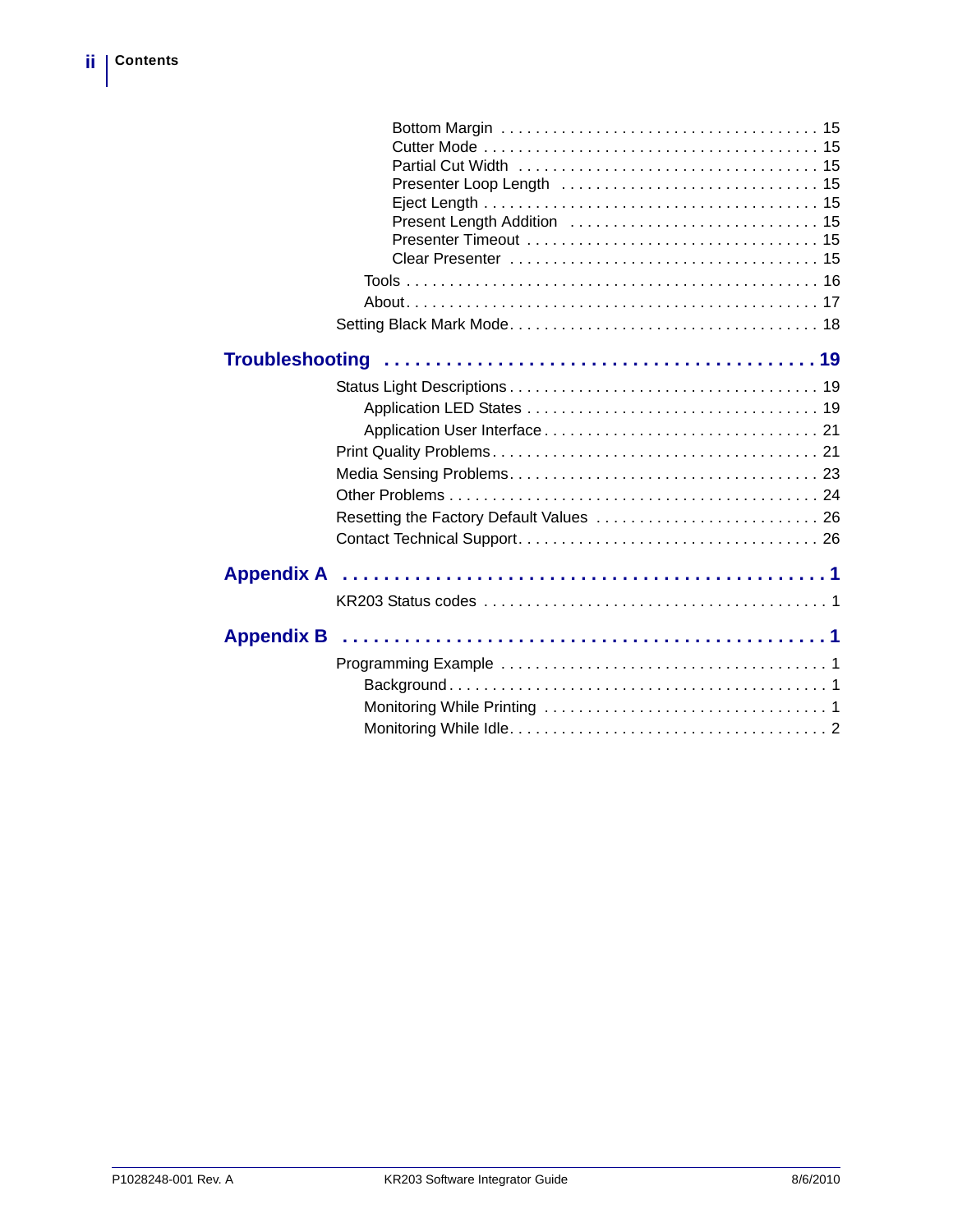Bottom Margin . . . . . . . . . . . . . . . . . . . . . . . . . . . . . . . . . . . . . 15
Cutter Mode . . . . . . . . . . . . . . . . . . . . . . . . . . . . . . . . . . . . . . . 15
Partial Cut Width . . . . . . . . . . . . . . . . . . . . . . . . . . . . . . . . . . . 15
Presenter Loop Length . . . . . . . . . . . . . . . . . . . . . . . . . . . . . . . 15
Eject Length . . . . . . . . . . . . . . . . . . . . . . . . . . . . . . . . . . . . . . 15
Present Length Addition . . . . . . . . . . . . . . . . . . . . . . . . . . . . . 15
Presenter Timeout . . . . . . . . . . . . . . . . . . . . . . . . . . . . . . . . . . 15
Clear Presenter . . . . . . . . . . . . . . . . . . . . . . . . . . . . . . . . . . . . 15

Tools . . . . . . . . . . . . . . . . . . . . . . . . . . . . . . . . . . . . . . . . . . . . . . 16
About. . . . . . . . . . . . . . . . . . . . . . . . . . . . . . . . . . . . . . . . . . . . . . 17

Setting Black Mark Mode. . . . . . . . . . . . . . . . . . . . . . . . . . . . . . . . . . . 18

## Troubleshooting . . . . . . . . . . . . . . . . . . . . . . . . . . . . . . . . . . . . . . . 19

Status Light Descriptions . . . . . . . . . . . . . . . . . . . . . . . . . . . . . . . . . 19
Application LED States . . . . . . . . . . . . . . . . . . . . . . . . . . . . . . . . . 19
Application User Interface . . . . . . . . . . . . . . . . . . . . . . . . . . . . . . . 21

Print Quality Problems. . . . . . . . . . . . . . . . . . . . . . . . . . . . . . . . . . . . 21
Media Sensing Problems. . . . . . . . . . . . . . . . . . . . . . . . . . . . . . . . . . . 23
Other Problems . . . . . . . . . . . . . . . . . . . . . . . . . . . . . . . . . . . . . . . . . 24
Resetting the Factory Default Values . . . . . . . . . . . . . . . . . . . . . . . . . 26
Contact Technical Support. . . . . . . . . . . . . . . . . . . . . . . . . . . . . . . . . . 26

## Appendix A . . . . . . . . . . . . . . . . . . . . . . . . . . . . . . . . . . . . . . . . . . . . . 1

KR203 Status codes . . . . . . . . . . . . . . . . . . . . . . . . . . . . . . . . . . . . . . . 1

## Appendix B . . . . . . . . . . . . . . . . . . . . . . . . . . . . . . . . . . . . . . . . . . . . . 1

Programming Example . . . . . . . . . . . . . . . . . . . . . . . . . . . . . . . . . . . . . 1
Background. . . . . . . . . . . . . . . . . . . . . . . . . . . . . . . . . . . . . . . . . . . . 1
Monitoring While Printing . . . . . . . . . . . . . . . . . . . . . . . . . . . . . . . . . 1
Monitoring While Idle. . . . . . . . . . . . . . . . . . . . . . . . . . . . . . . . . . . . . 2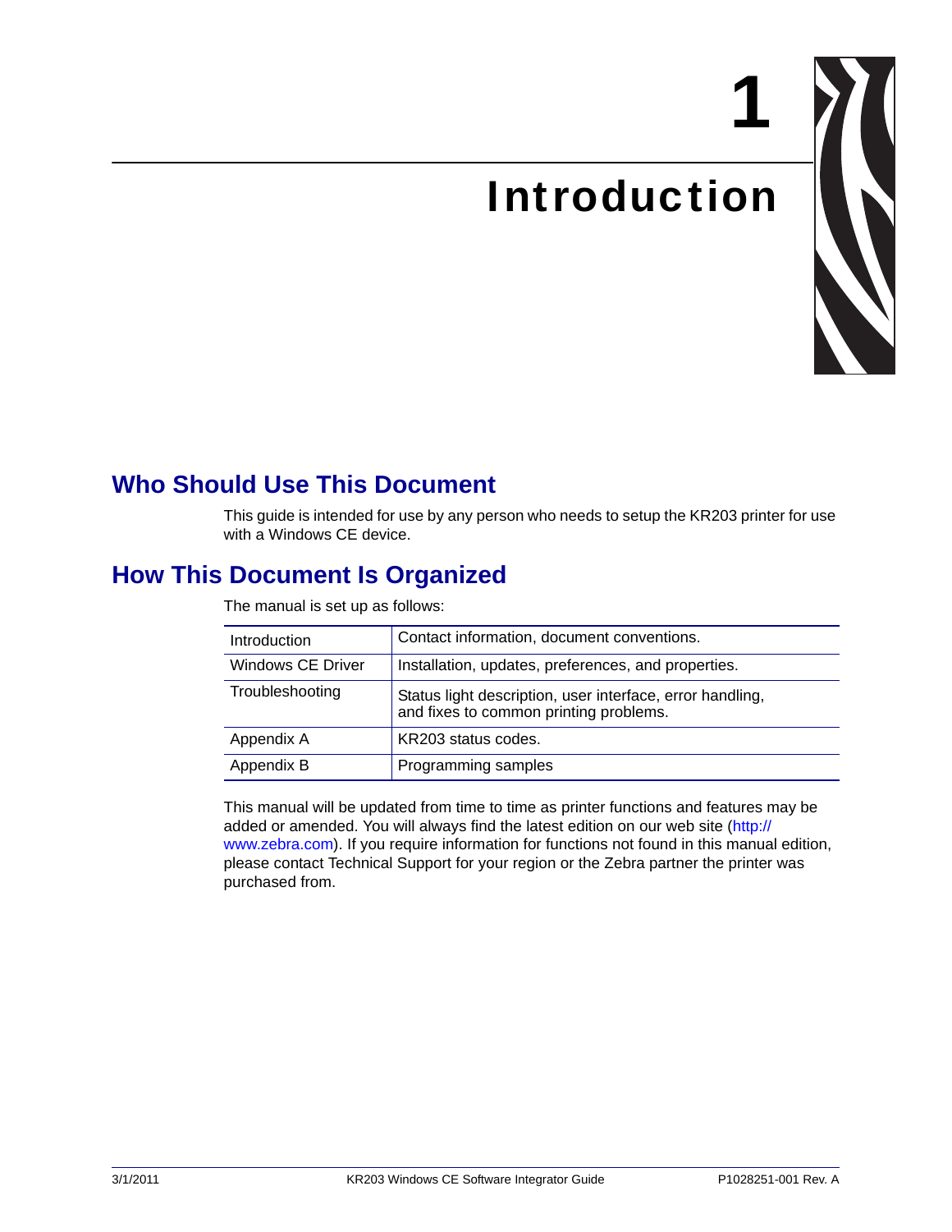# 1 Introduction

## Who Should Use This Document

This guide is intended for use by any person who needs to setup the KR203 printer for use with a Windows CE device.

## How This Document Is Organized

The manual is set up as follows:

| | |
|---|---|
| Introduction | Contact information, document conventions. |
| Windows CE Driver | Installation, updates, preferences, and properties. |
| Troubleshooting | Status light description, user interface, error handling, and fixes to common printing problems. |
| Appendix A | KR203 status codes. |
| Appendix B | Programming samples |

This manual will be updated from time to time as printer functions and features may be added or amended. You will always find the latest edition on our web site (http://www.zebra.com). If you require information for functions not found in this manual edition, please contact Technical Support for your region or the Zebra partner the printer was purchased from.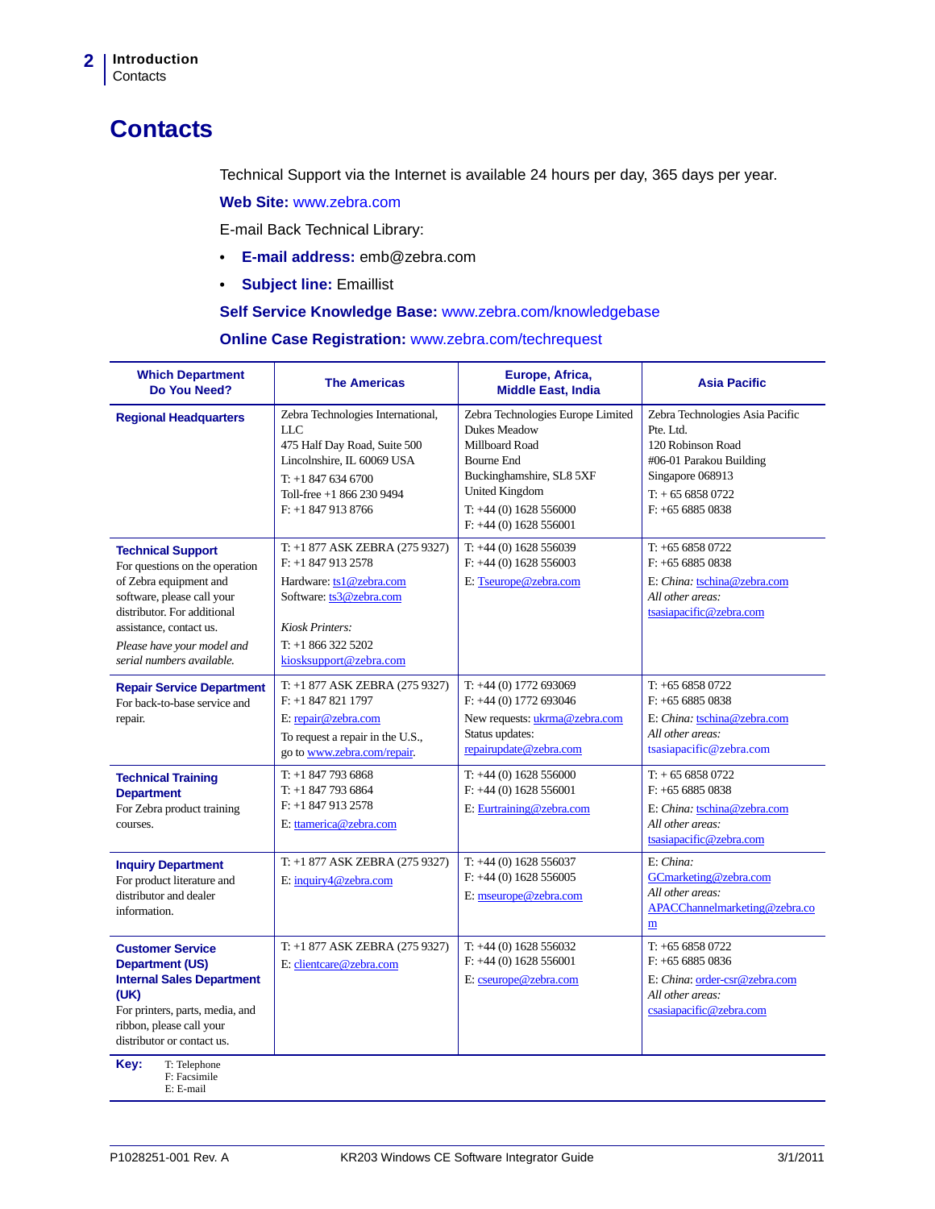# Contacts

Technical Support via the Internet is available 24 hours per day, 365 days per year.

**Web Site:** www.zebra.com

E-mail Back Technical Library:

- **E-mail address:** emb@zebra.com
- **Subject line:** Emaillist

**Self Service Knowledge Base:** www.zebra.com/knowledgebase

**Online Case Registration:** www.zebra.com/techrequest

| Which Department Do You Need? | The Americas | Europe, Africa, Middle East, India | Asia Pacific |
|---|---|---|---|
| **Regional Headquarters** | Zebra Technologies International, LLC<br>475 Half Day Road, Suite 500<br>Lincolnshire, IL 60069 USA<br>T: +1 847 634 6700<br>Toll-free +1 866 230 9494<br>F: +1 847 913 8766 | Zebra Technologies Europe Limited<br>Dukes Meadow<br>Millboard Road<br>Bourne End<br>Buckinghamshire, SL8 5XF<br>United Kingdom<br>T: +44 (0) 1628 556000<br>F: +44 (0) 1628 556001 | Zebra Technologies Asia Pacific Pte. Ltd.<br>120 Robinson Road<br>#06-01 Parakou Building<br>Singapore 068913<br>T: + 65 6858 0722<br>F: +65 6885 0838 |
| **Technical Support**<br>For questions on the operation of Zebra equipment and software, please call your distributor. For additional assistance, contact us.<br>*Please have your model and serial numbers available.* | T: +1 877 ASK ZEBRA (275 9327)<br>F: +1 847 913 2578<br>Hardware: ts1@zebra.com<br>Software: ts3@zebra.com<br>*Kiosk Printers:*<br>T: +1 866 322 5202<br>kiosksupport@zebra.com | T: +44 (0) 1628 556039<br>F: +44 (0) 1628 556003<br>E: Tseurope@zebra.com | T: +65 6858 0722<br>F: +65 6885 0838<br>E: *China:* tschina@zebra.com<br>*All other areas:*<br>tsasiapacific@zebra.com |
| **Repair Service Department**<br>For back-to-base service and repair. | T: +1 877 ASK ZEBRA (275 9327)<br>F: +1 847 821 1797<br>E: repair@zebra.com<br>To request a repair in the U.S., go to www.zebra.com/repair. | T: +44 (0) 1772 693069<br>F: +44 (0) 1772 693046<br>New requests: ukrma@zebra.com<br>Status updates: repairupdate@zebra.com | T: +65 6858 0722<br>F: +65 6885 0838<br>E: *China:* tschina@zebra.com<br>*All other areas:*<br>tsasiapacific@zebra.com |
| **Technical Training Department**<br>For Zebra product training courses. | T: +1 847 793 6868<br>T: +1 847 793 6864<br>F: +1 847 913 2578<br>E: ttamerica@zebra.com | T: +44 (0) 1628 556000<br>F: +44 (0) 1628 556001<br>E: Eurtraining@zebra.com | T: + 65 6858 0722<br>F: +65 6885 0838<br>E: *China:* tschina@zebra.com<br>*All other areas:*<br>tsasiapacific@zebra.com |
| **Inquiry Department**<br>For product literature and distributor and dealer information. | T: +1 877 ASK ZEBRA (275 9327)<br>E: inquiry4@zebra.com | T: +44 (0) 1628 556037<br>F: +44 (0) 1628 556005<br>E: mseurope@zebra.com | E: *China:*<br>GCmarketing@zebra.com<br>*All other areas:*<br>APACChannelmarketing@zebra.com |
| **Customer Service Department (US)**<br>**Internal Sales Department (UK)**<br>For printers, parts, media, and ribbon, please call your distributor or contact us. | T: +1 877 ASK ZEBRA (275 9327)<br>E: clientcare@zebra.com | T: +44 (0) 1628 556032<br>F: +44 (0) 1628 556001<br>E: cseurope@zebra.com | T: +65 6858 0722<br>F: +65 6885 0836<br>E: *China*: order-csr@zebra.com<br>*All other areas:*<br>csasiapacific@zebra.com |

**Key:** T: Telephone
F: Facsimile
E: E-mail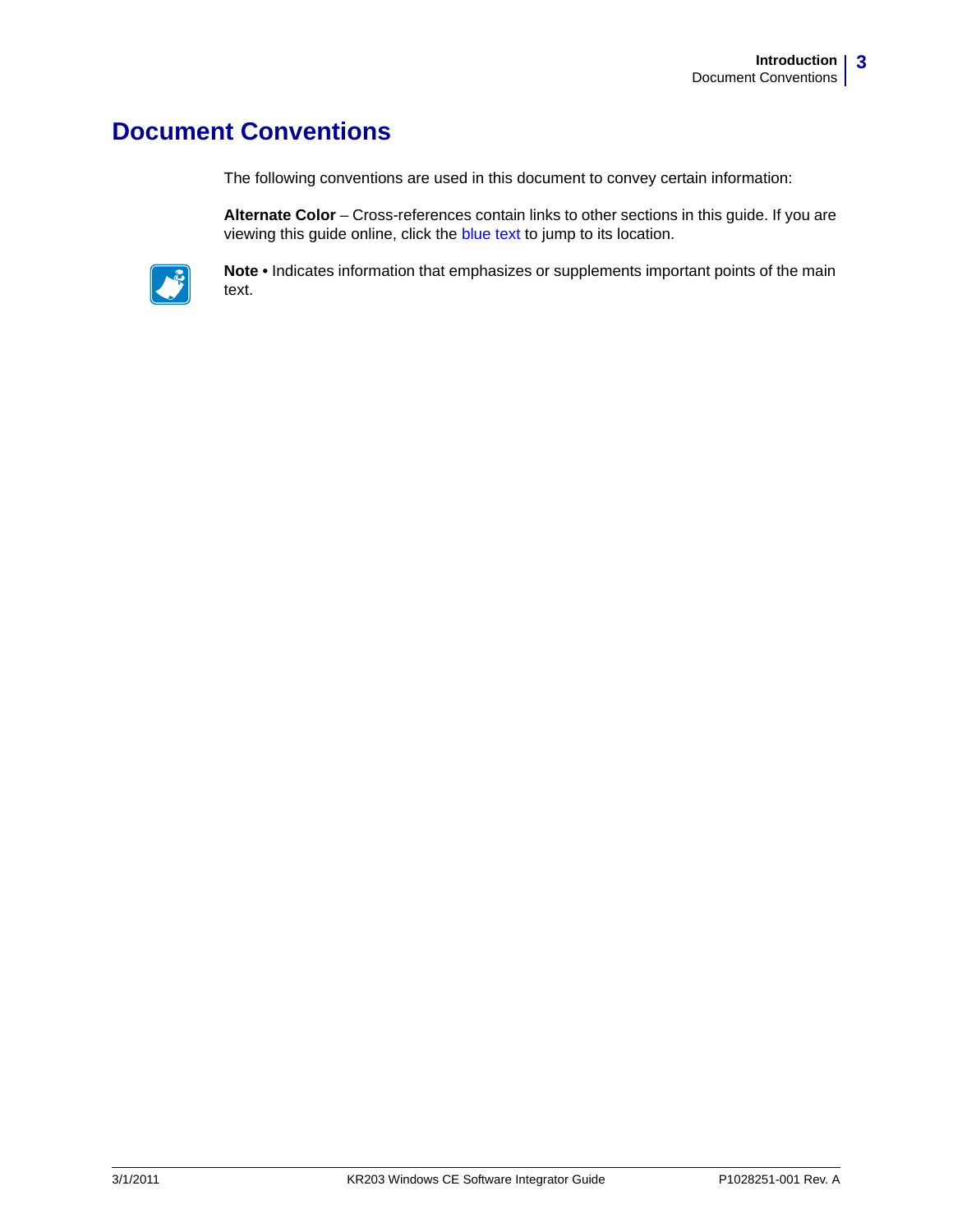# Document Conventions

The following conventions are used in this document to convey certain information:

**Alternate Color** – Cross-references contain links to other sections in this guide. If you are viewing this guide online, click the blue text to jump to its location.

**Note •** Indicates information that emphasizes or supplements important points of the main text.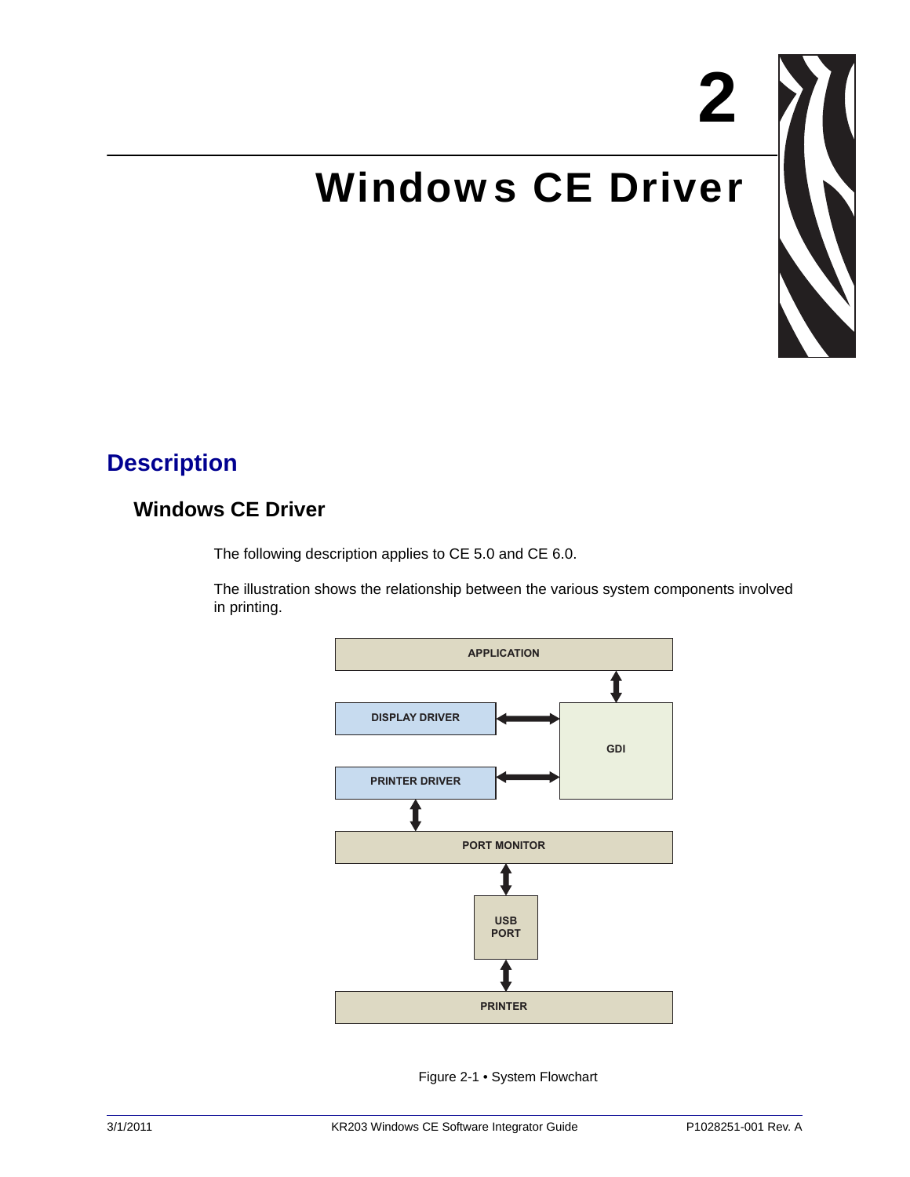# 2

# Windows CE Driver

## Description

### Windows CE Driver

The following description applies to CE 5.0 and CE 6.0.

The illustration shows the relationship between the various system components involved in printing.

APPLICATION

DISPLAY DRIVER

GDI

PRINTER DRIVER

PORT MONITOR

USB PORT

PRINTER

Figure 2-1 • System Flowchart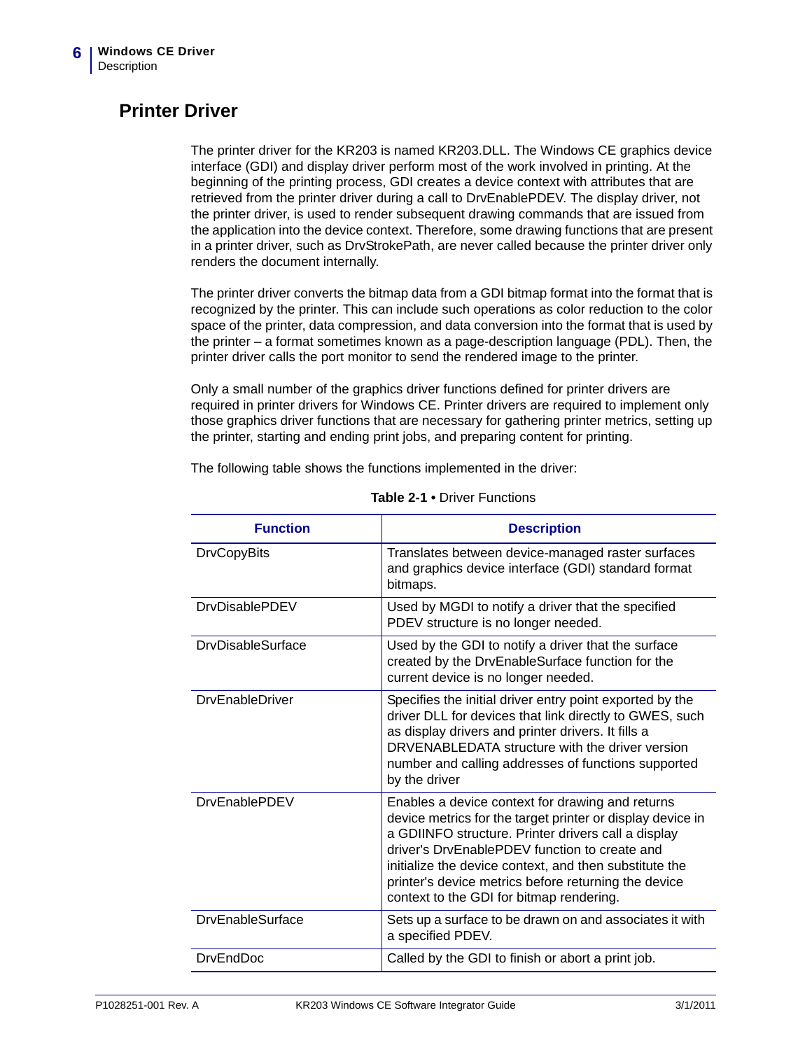## Printer Driver

The printer driver for the KR203 is named KR203.DLL. The Windows CE graphics device interface (GDI) and display driver perform most of the work involved in printing. At the beginning of the printing process, GDI creates a device context with attributes that are retrieved from the printer driver during a call to DrvEnablePDEV. The display driver, not the printer driver, is used to render subsequent drawing commands that are issued from the application into the device context. Therefore, some drawing functions that are present in a printer driver, such as DrvStrokePath, are never called because the printer driver only renders the document internally.

The printer driver converts the bitmap data from a GDI bitmap format into the format that is recognized by the printer. This can include such operations as color reduction to the color space of the printer, data compression, and data conversion into the format that is used by the printer – a format sometimes known as a page-description language (PDL). Then, the printer driver calls the port monitor to send the rendered image to the printer.

Only a small number of the graphics driver functions defined for printer drivers are required in printer drivers for Windows CE. Printer drivers are required to implement only those graphics driver functions that are necessary for gathering printer metrics, setting up the printer, starting and ending print jobs, and preparing content for printing.

The following table shows the functions implemented in the driver:

**Table 2-1 •** Driver Functions

| Function | Description |
|---|---|
| DrvCopyBits | Translates between device-managed raster surfaces and graphics device interface (GDI) standard format bitmaps. |
| DrvDisablePDEV | Used by MGDI to notify a driver that the specified PDEV structure is no longer needed. |
| DrvDisableSurface | Used by the GDI to notify a driver that the surface created by the DrvEnableSurface function for the current device is no longer needed. |
| DrvEnableDriver | Specifies the initial driver entry point exported by the driver DLL for devices that link directly to GWES, such as display drivers and printer drivers. It fills a DRVENABLEDATA structure with the driver version number and calling addresses of functions supported by the driver |
| DrvEnablePDEV | Enables a device context for drawing and returns device metrics for the target printer or display device in a GDIINFO structure. Printer drivers call a display driver's DrvEnablePDEV function to create and initialize the device context, and then substitute the printer's device metrics before returning the device context to the GDI for bitmap rendering. |
| DrvEnableSurface | Sets up a surface to be drawn on and associates it with a specified PDEV. |
| DrvEndDoc | Called by the GDI to finish or abort a print job. |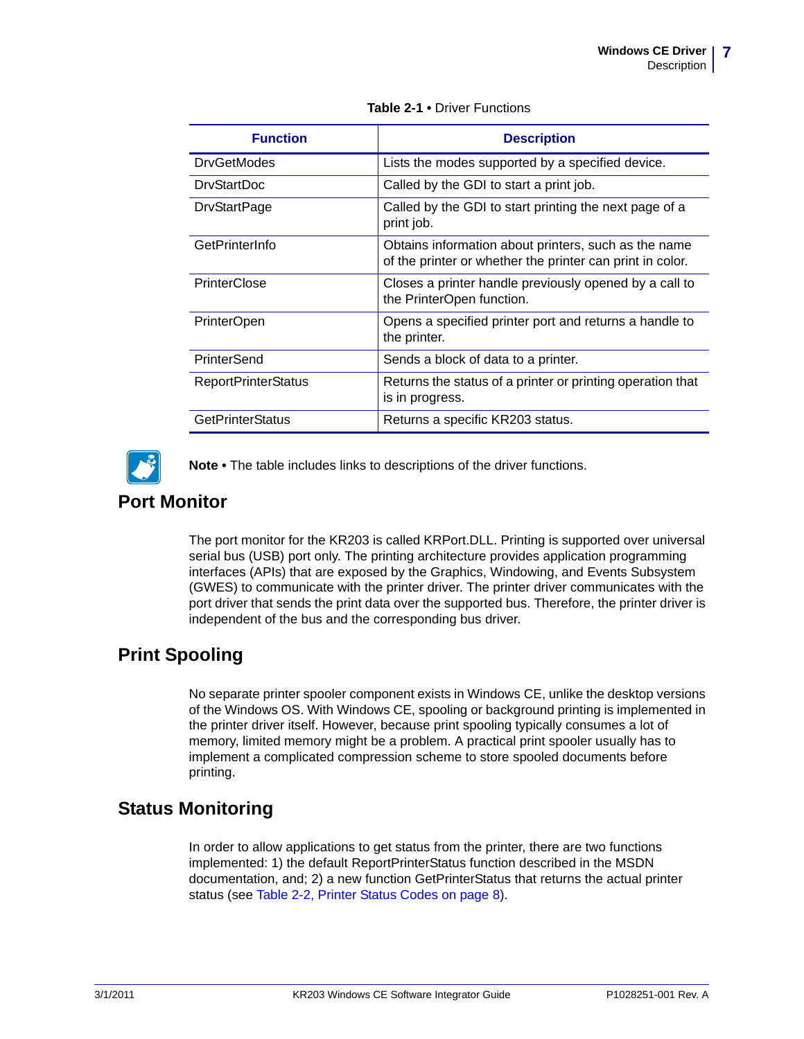**Table 2-1 • Driver Functions**

| Function | Description |
|---|---|
| DrvGetModes | Lists the modes supported by a specified device. |
| DrvStartDoc | Called by the GDI to start a print job. |
| DrvStartPage | Called by the GDI to start printing the next page of a print job. |
| GetPrinterInfo | Obtains information about printers, such as the name of the printer or whether the printer can print in color. |
| PrinterClose | Closes a printer handle previously opened by a call to the PrinterOpen function. |
| PrinterOpen | Opens a specified printer port and returns a handle to the printer. |
| PrinterSend | Sends a block of data to a printer. |
| ReportPrinterStatus | Returns the status of a printer or printing operation that is in progress. |
| GetPrinterStatus | Returns a specific KR203 status. |

**Note •** The table includes links to descriptions of the driver functions.

## Port Monitor

The port monitor for the KR203 is called KRPort.DLL. Printing is supported over universal serial bus (USB) port only. The printing architecture provides application programming interfaces (APIs) that are exposed by the Graphics, Windowing, and Events Subsystem (GWES) to communicate with the printer driver. The printer driver communicates with the port driver that sends the print data over the supported bus. Therefore, the printer driver is independent of the bus and the corresponding bus driver.

## Print Spooling

No separate printer spooler component exists in Windows CE, unlike the desktop versions of the Windows OS. With Windows CE, spooling or background printing is implemented in the printer driver itself. However, because print spooling typically consumes a lot of memory, limited memory might be a problem. A practical print spooler usually has to implement a complicated compression scheme to store spooled documents before printing.

## Status Monitoring

In order to allow applications to get status from the printer, there are two functions implemented: 1) the default ReportPrinterStatus function described in the MSDN documentation, and; 2) a new function GetPrinterStatus that returns the actual printer status (see Table 2-2, Printer Status Codes on page 8).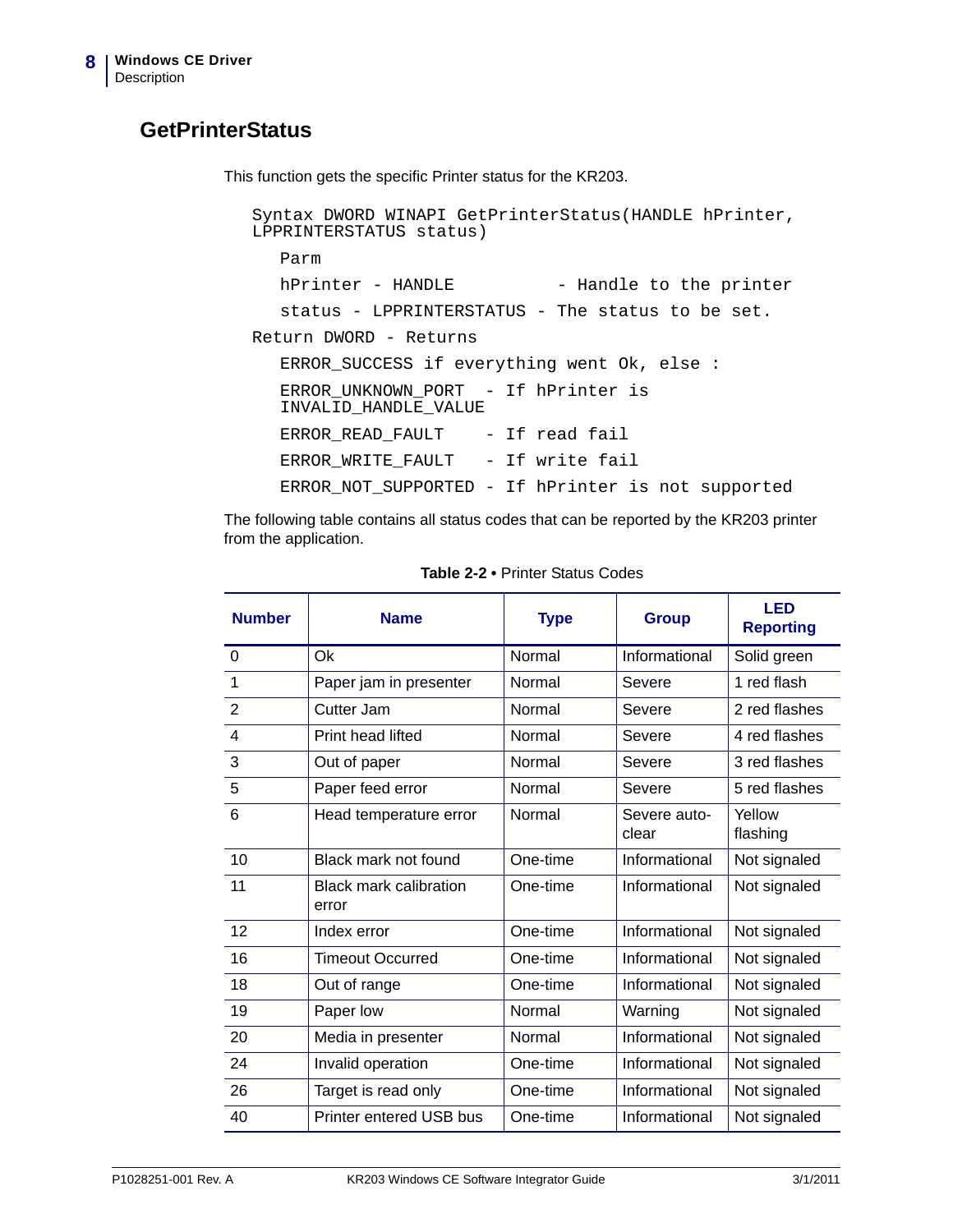## GetPrinterStatus

This function gets the specific Printer status for the KR203.

```
Syntax DWORD WINAPI GetPrinterStatus(HANDLE hPrinter,
LPPRINTERSTATUS status)

   Parm

   hPrinter - HANDLE          - Handle to the printer

   status - LPPRINTERSTATUS - The status to be set.

Return DWORD - Returns

   ERROR_SUCCESS if everything went Ok, else :

   ERROR_UNKNOWN_PORT  - If hPrinter is
   INVALID_HANDLE_VALUE

   ERROR_READ_FAULT    - If read fail

   ERROR_WRITE_FAULT   - If write fail

   ERROR_NOT_SUPPORTED - If hPrinter is not supported
```

The following table contains all status codes that can be reported by the KR203 printer from the application.

**Table 2-2 •** Printer Status Codes

| Number | Name | Type | Group | LED Reporting |
|---|---|---|---|---|
| 0 | Ok | Normal | Informational | Solid green |
| 1 | Paper jam in presenter | Normal | Severe | 1 red flash |
| 2 | Cutter Jam | Normal | Severe | 2 red flashes |
| 4 | Print head lifted | Normal | Severe | 4 red flashes |
| 3 | Out of paper | Normal | Severe | 3 red flashes |
| 5 | Paper feed error | Normal | Severe | 5 red flashes |
| 6 | Head temperature error | Normal | Severe auto-clear | Yellow flashing |
| 10 | Black mark not found | One-time | Informational | Not signaled |
| 11 | Black mark calibration error | One-time | Informational | Not signaled |
| 12 | Index error | One-time | Informational | Not signaled |
| 16 | Timeout Occurred | One-time | Informational | Not signaled |
| 18 | Out of range | One-time | Informational | Not signaled |
| 19 | Paper low | Normal | Warning | Not signaled |
| 20 | Media in presenter | Normal | Informational | Not signaled |
| 24 | Invalid operation | One-time | Informational | Not signaled |
| 26 | Target is read only | One-time | Informational | Not signaled |
| 40 | Printer entered USB bus | One-time | Informational | Not signaled |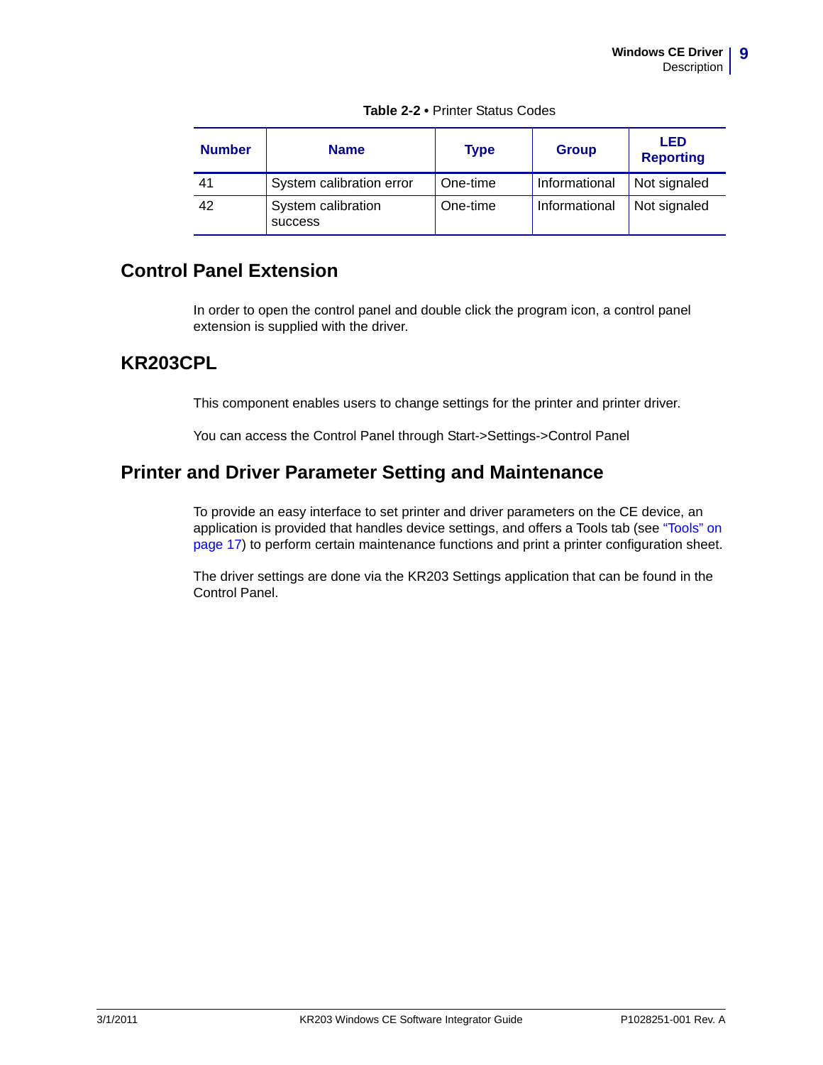**Table 2-2 •** Printer Status Codes

| Number | Name | Type | Group | LED Reporting |
|---|---|---|---|---|
| 41 | System calibration error | One-time | Informational | Not signaled |
| 42 | System calibration success | One-time | Informational | Not signaled |

## Control Panel Extension

In order to open the control panel and double click the program icon, a control panel extension is supplied with the driver.

## KR203CPL

This component enables users to change settings for the printer and printer driver.

You can access the Control Panel through Start->Settings->Control Panel

## Printer and Driver Parameter Setting and Maintenance

To provide an easy interface to set printer and driver parameters on the CE device, an application is provided that handles device settings, and offers a Tools tab (see "Tools" on page 17) to perform certain maintenance functions and print a printer configuration sheet.

The driver settings are done via the KR203 Settings application that can be found in the Control Panel.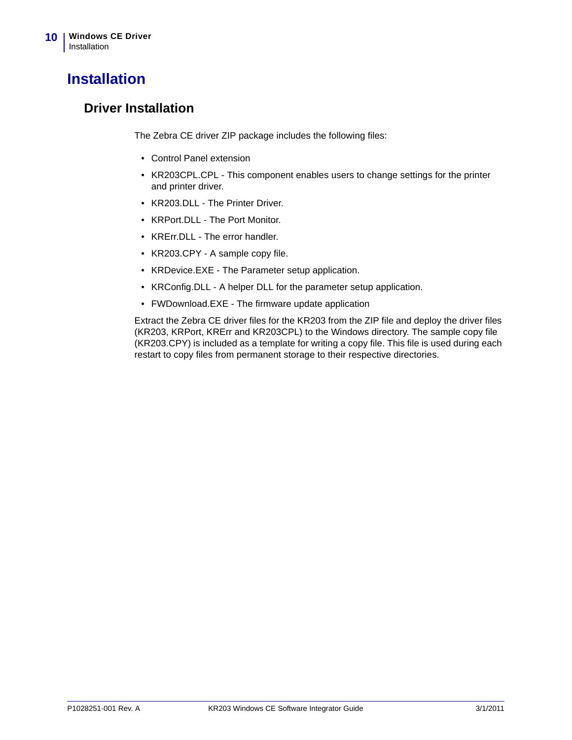# Installation

## Driver Installation

The Zebra CE driver ZIP package includes the following files:

- Control Panel extension
- KR203CPL.CPL - This component enables users to change settings for the printer and printer driver.
- KR203.DLL - The Printer Driver.
- KRPort.DLL - The Port Monitor.
- KRErr.DLL - The error handler.
- KR203.CPY - A sample copy file.
- KRDevice.EXE - The Parameter setup application.
- KRConfig.DLL - A helper DLL for the parameter setup application.
- FWDownload.EXE - The firmware update application

Extract the Zebra CE driver files for the KR203 from the ZIP file and deploy the driver files (KR203, KRPort, KRErr and KR203CPL) to the Windows directory. The sample copy file (KR203.CPY) is included as a template for writing a copy file. This file is used during each restart to copy files from permanent storage to their respective directories.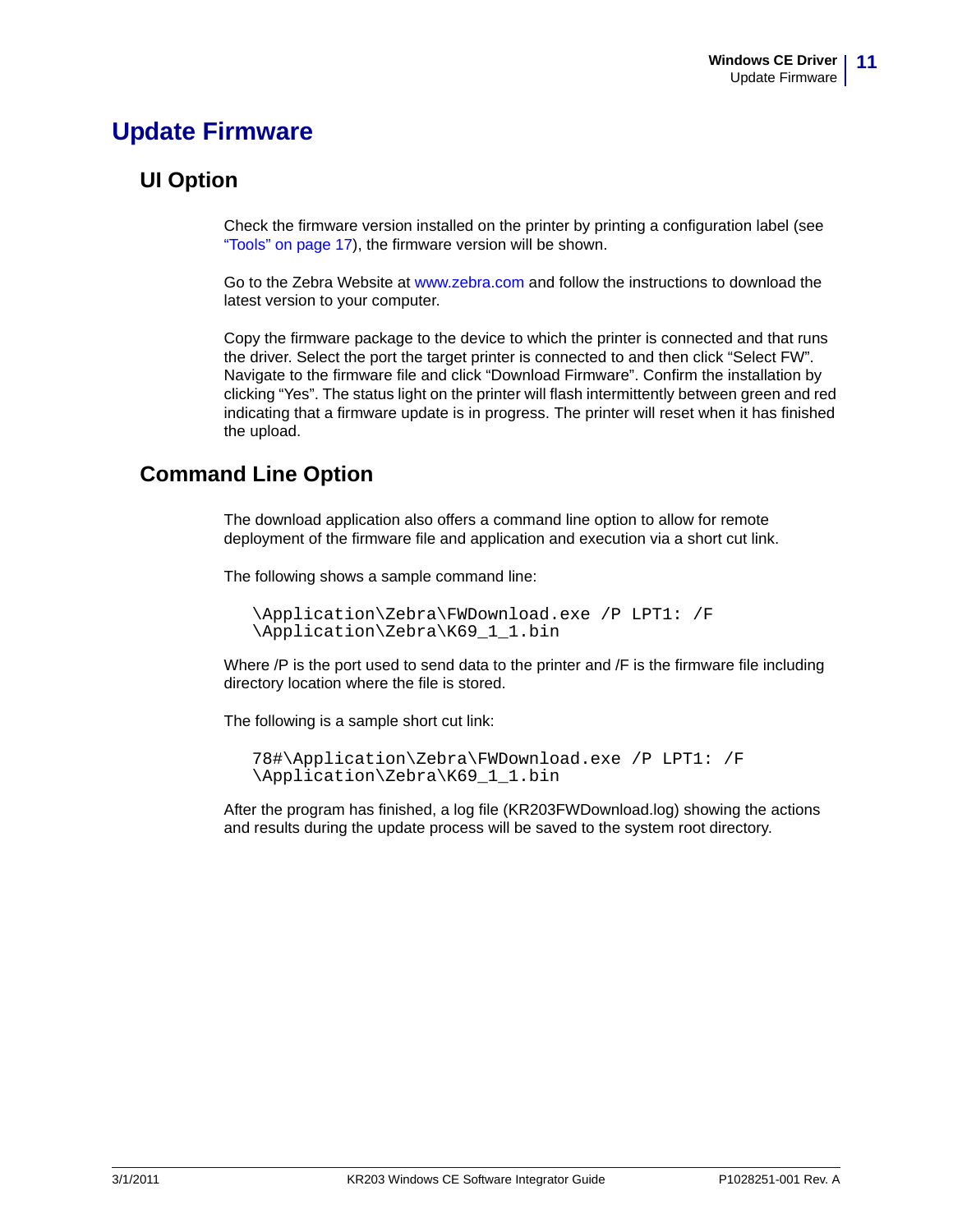# Update Firmware

## UI Option

Check the firmware version installed on the printer by printing a configuration label (see "Tools" on page 17), the firmware version will be shown.

Go to the Zebra Website at www.zebra.com and follow the instructions to download the latest version to your computer.

Copy the firmware package to the device to which the printer is connected and that runs the driver. Select the port the target printer is connected to and then click "Select FW". Navigate to the firmware file and click "Download Firmware". Confirm the installation by clicking "Yes". The status light on the printer will flash intermittently between green and red indicating that a firmware update is in progress. The printer will reset when it has finished the upload.

## Command Line Option

The download application also offers a command line option to allow for remote deployment of the firmware file and application and execution via a short cut link.

The following shows a sample command line:

```
\Application\Zebra\FWDownload.exe /P LPT1: /F
\Application\Zebra\K69_1_1.bin
```

Where /P is the port used to send data to the printer and /F is the firmware file including directory location where the file is stored.

The following is a sample short cut link:

```
78#\Application\Zebra\FWDownload.exe /P LPT1: /F
\Application\Zebra\K69_1_1.bin
```

After the program has finished, a log file (KR203FWDownload.log) showing the actions and results during the update process will be saved to the system root directory.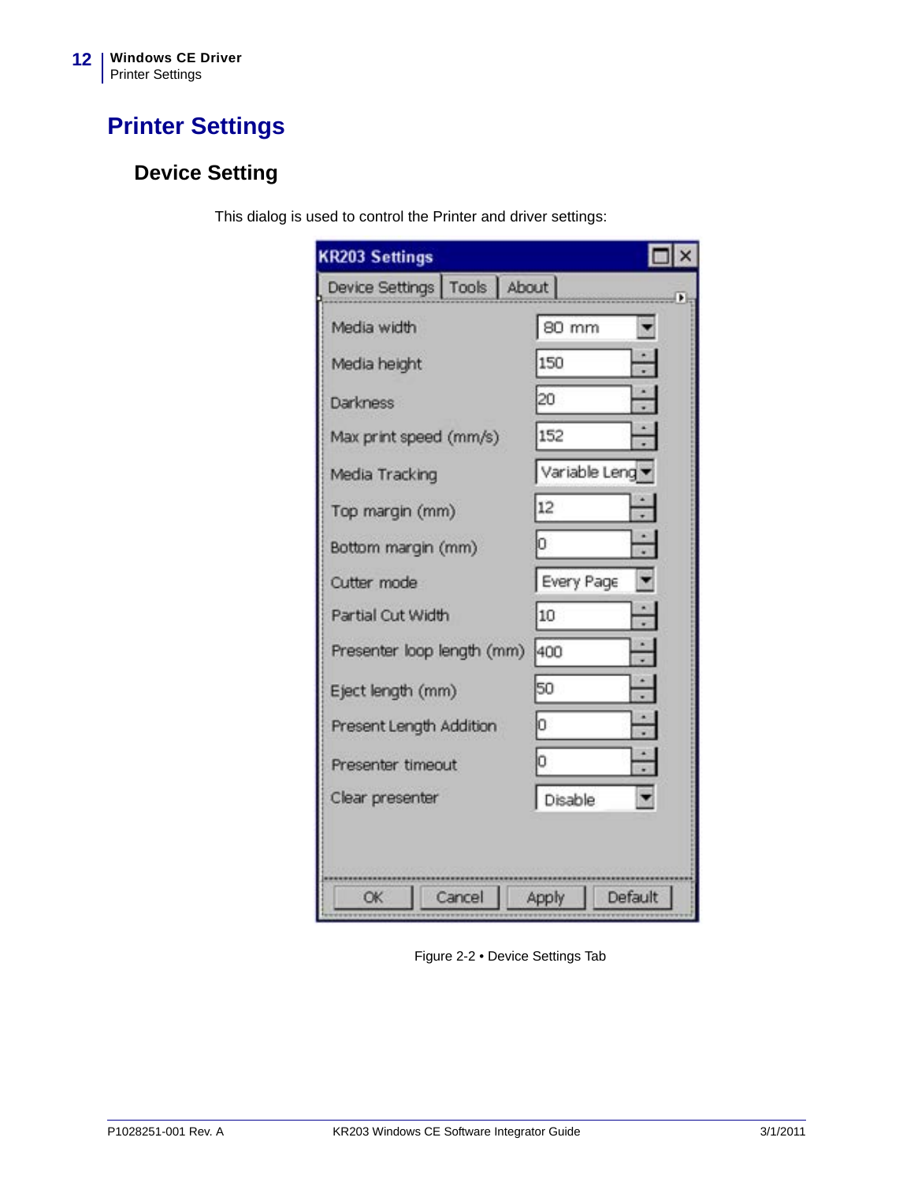# Printer Settings

## Device Setting

This dialog is used to control the Printer and driver settings:

**KR203 Settings**

Device Settings | Tools | About

| Setting | Value |
| --- | --- |
| Media width | 80 mm |
| Media height | 150 |
| Darkness | 20 |
| Max print speed (mm/s) | 152 |
| Media Tracking | Variable Leng |
| Top margin (mm) | 12 |
| Bottom margin (mm) | 0 |
| Cutter mode | Every Page |
| Partial Cut Width | 10 |
| Presenter loop length (mm) | 400 |
| Eject length (mm) | 50 |
| Present Length Addition | 0 |
| Presenter timeout | 0 |
| Clear presenter | Disable |

OK | Cancel | Apply | Default

Figure 2-2 • Device Settings Tab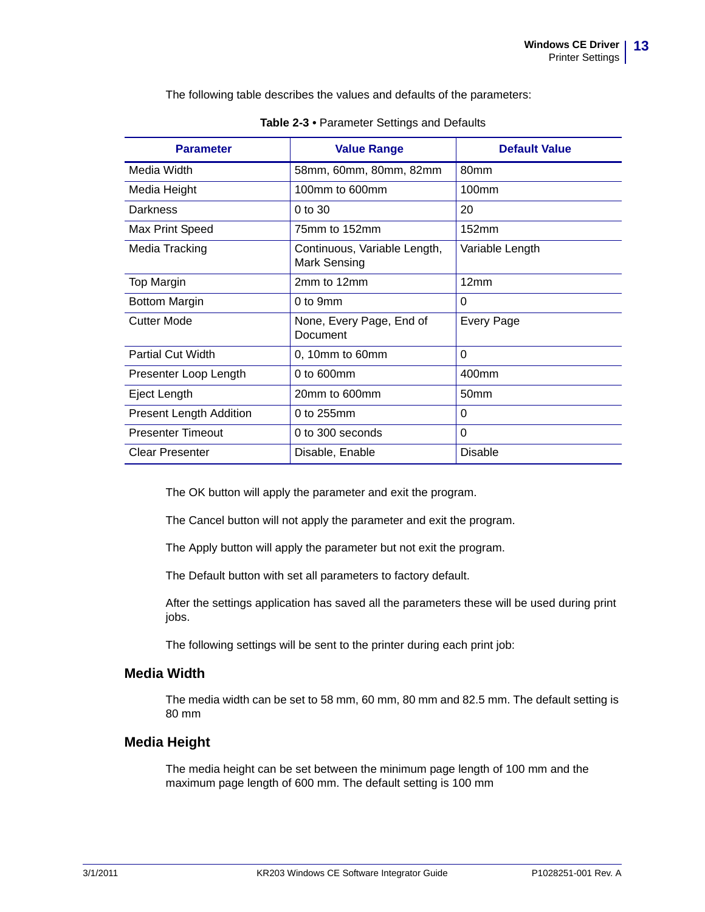The following table describes the values and defaults of the parameters:

**Table 2-3 •** Parameter Settings and Defaults

| Parameter | Value Range | Default Value |
|---|---|---|
| Media Width | 58mm, 60mm, 80mm, 82mm | 80mm |
| Media Height | 100mm to 600mm | 100mm |
| Darkness | 0 to 30 | 20 |
| Max Print Speed | 75mm to 152mm | 152mm |
| Media Tracking | Continuous, Variable Length, Mark Sensing | Variable Length |
| Top Margin | 2mm to 12mm | 12mm |
| Bottom Margin | 0 to 9mm | 0 |
| Cutter Mode | None, Every Page, End of Document | Every Page |
| Partial Cut Width | 0, 10mm to 60mm | 0 |
| Presenter Loop Length | 0 to 600mm | 400mm |
| Eject Length | 20mm to 600mm | 50mm |
| Present Length Addition | 0 to 255mm | 0 |
| Presenter Timeout | 0 to 300 seconds | 0 |
| Clear Presenter | Disable, Enable | Disable |

The OK button will apply the parameter and exit the program.

The Cancel button will not apply the parameter and exit the program.

The Apply button will apply the parameter but not exit the program.

The Default button with set all parameters to factory default.

After the settings application has saved all the parameters these will be used during print jobs.

The following settings will be sent to the printer during each print job:

## Media Width

The media width can be set to 58 mm, 60 mm, 80 mm and 82.5 mm. The default setting is 80 mm

## Media Height

The media height can be set between the minimum page length of 100 mm and the maximum page length of 600 mm. The default setting is 100 mm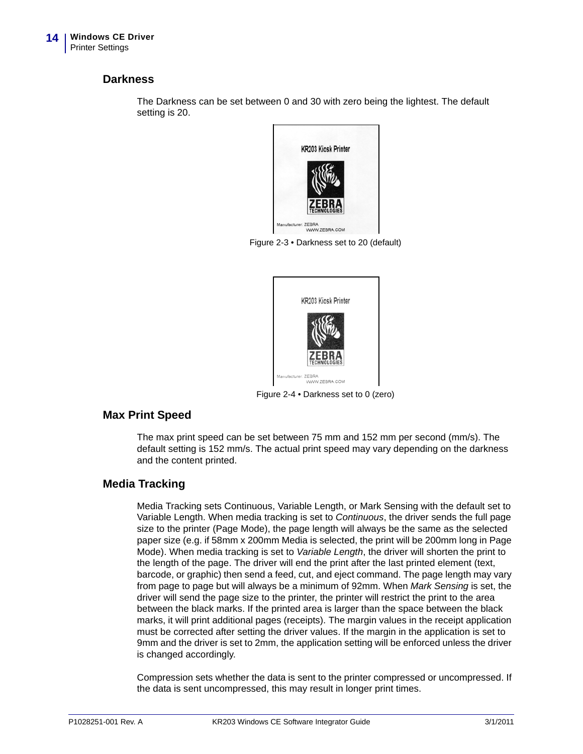## Darkness

The Darkness can be set between 0 and 30 with zero being the lightest. The default setting is 20.

Figure 2-3 • Darkness set to 20 (default)

Figure 2-4 • Darkness set to 0 (zero)

## Max Print Speed

The max print speed can be set between 75 mm and 152 mm per second (mm/s). The default setting is 152 mm/s. The actual print speed may vary depending on the darkness and the content printed.

## Media Tracking

Media Tracking sets Continuous, Variable Length, or Mark Sensing with the default set to Variable Length. When media tracking is set to *Continuous*, the driver sends the full page size to the printer (Page Mode), the page length will always be the same as the selected paper size (e.g. if 58mm x 200mm Media is selected, the print will be 200mm long in Page Mode). When media tracking is set to *Variable Length*, the driver will shorten the print to the length of the page. The driver will end the print after the last printed element (text, barcode, or graphic) then send a feed, cut, and eject command. The page length may vary from page to page but will always be a minimum of 92mm. When *Mark Sensing* is set, the driver will send the page size to the printer, the printer will restrict the print to the area between the black marks. If the printed area is larger than the space between the black marks, it will print additional pages (receipts). The margin values in the receipt application must be corrected after setting the driver values. If the margin in the application is set to 9mm and the driver is set to 2mm, the application setting will be enforced unless the driver is changed accordingly.

Compression sets whether the data is sent to the printer compressed or uncompressed. If the data is sent uncompressed, this may result in longer print times.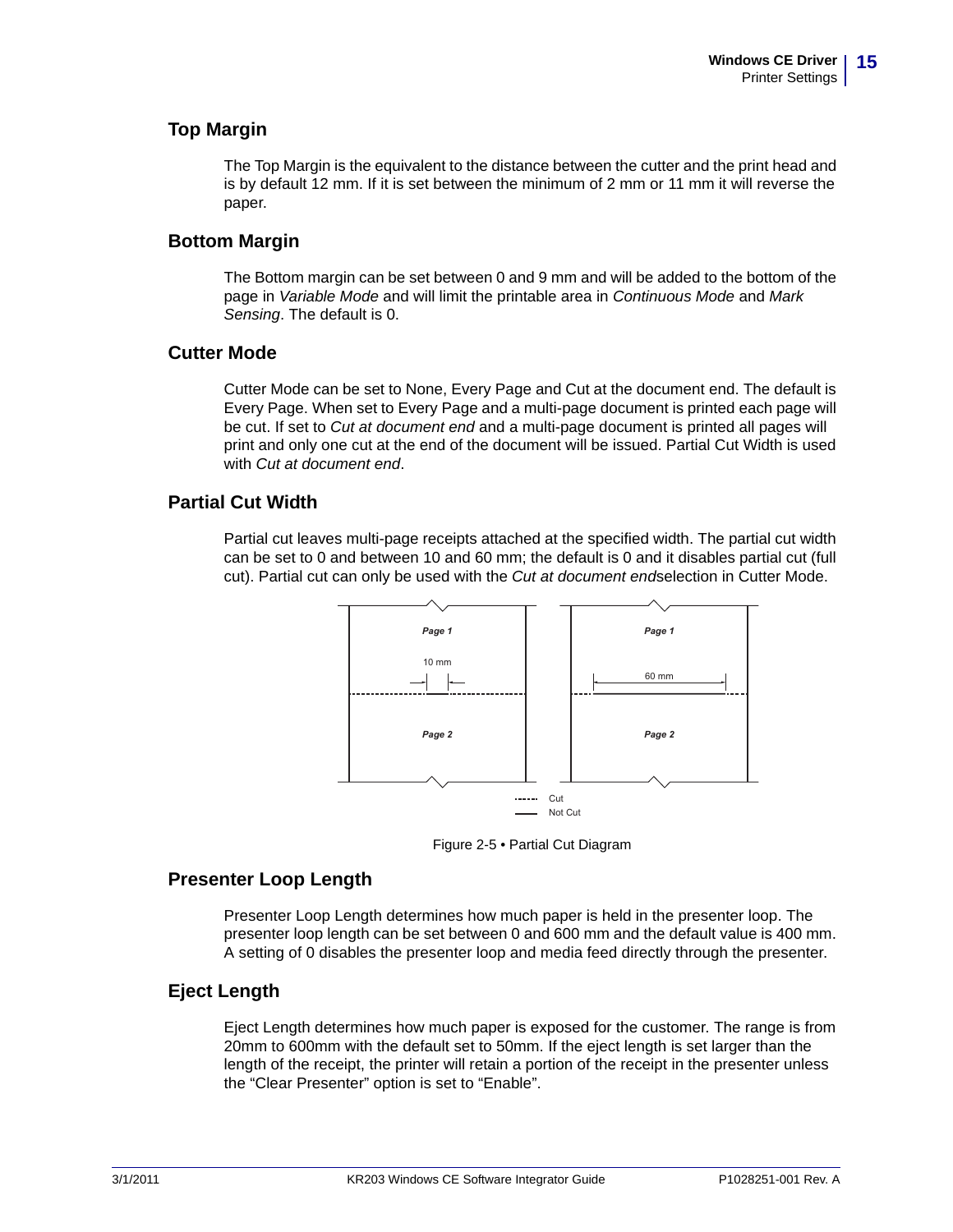## Top Margin

The Top Margin is the equivalent to the distance between the cutter and the print head and is by default 12 mm. If it is set between the minimum of 2 mm or 11 mm it will reverse the paper.

## Bottom Margin

The Bottom margin can be set between 0 and 9 mm and will be added to the bottom of the page in *Variable Mode* and will limit the printable area in *Continuous Mode* and *Mark Sensing*. The default is 0.

## Cutter Mode

Cutter Mode can be set to None, Every Page and Cut at the document end. The default is Every Page. When set to Every Page and a multi-page document is printed each page will be cut. If set to *Cut at document end* and a multi-page document is printed all pages will print and only one cut at the end of the document will be issued. Partial Cut Width is used with *Cut at document end*.

## Partial Cut Width

Partial cut leaves multi-page receipts attached at the specified width. The partial cut width can be set to 0 and between 10 and 60 mm; the default is 0 and it disables partial cut (full cut). Partial cut can only be used with the *Cut at document end*selection in Cutter Mode.

Figure 2-5 • Partial Cut Diagram

## Presenter Loop Length

Presenter Loop Length determines how much paper is held in the presenter loop. The presenter loop length can be set between 0 and 600 mm and the default value is 400 mm. A setting of 0 disables the presenter loop and media feed directly through the presenter.

## Eject Length

Eject Length determines how much paper is exposed for the customer. The range is from 20mm to 600mm with the default set to 50mm. If the eject length is set larger than the length of the receipt, the printer will retain a portion of the receipt in the presenter unless the “Clear Presenter” option is set to “Enable”.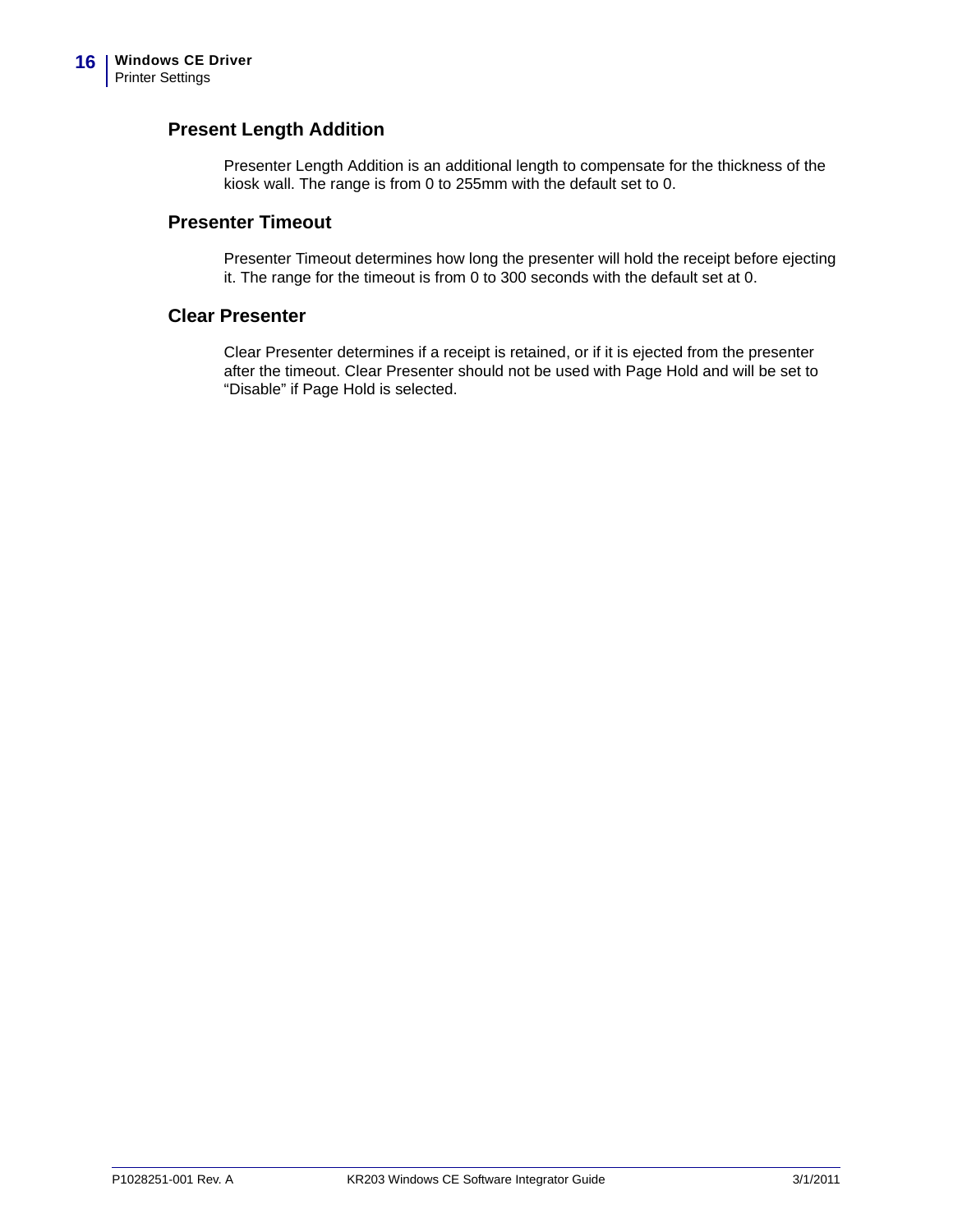## Present Length Addition

Presenter Length Addition is an additional length to compensate for the thickness of the kiosk wall. The range is from 0 to 255mm with the default set to 0.

## Presenter Timeout

Presenter Timeout determines how long the presenter will hold the receipt before ejecting it. The range for the timeout is from 0 to 300 seconds with the default set at 0.

## Clear Presenter

Clear Presenter determines if a receipt is retained, or if it is ejected from the presenter after the timeout. Clear Presenter should not be used with Page Hold and will be set to "Disable" if Page Hold is selected.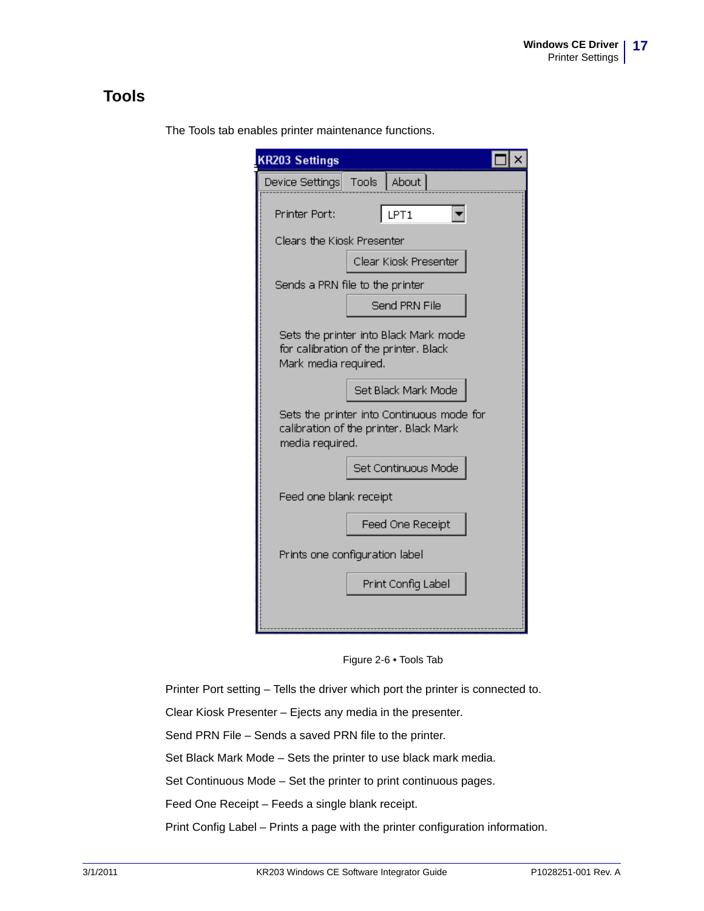## Tools

The Tools tab enables printer maintenance functions.

Figure 2-6 • Tools Tab

Printer Port setting – Tells the driver which port the printer is connected to.

Clear Kiosk Presenter – Ejects any media in the presenter.

Send PRN File – Sends a saved PRN file to the printer.

Set Black Mark Mode – Sets the printer to use black mark media.

Set Continuous Mode – Set the printer to print continuous pages.

Feed One Receipt – Feeds a single blank receipt.

Print Config Label – Prints a page with the printer configuration information.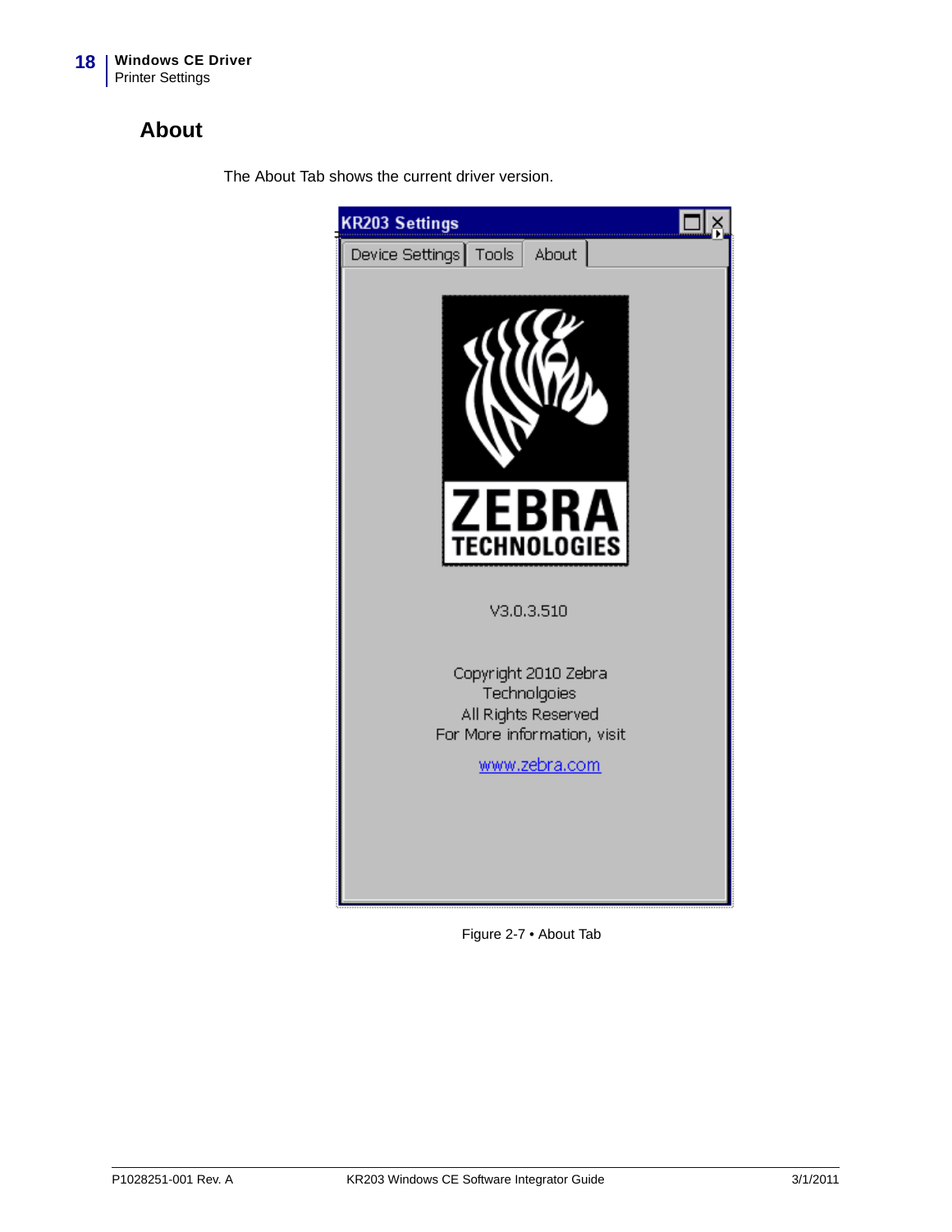## About

The About Tab shows the current driver version.

Figure 2-7 • About Tab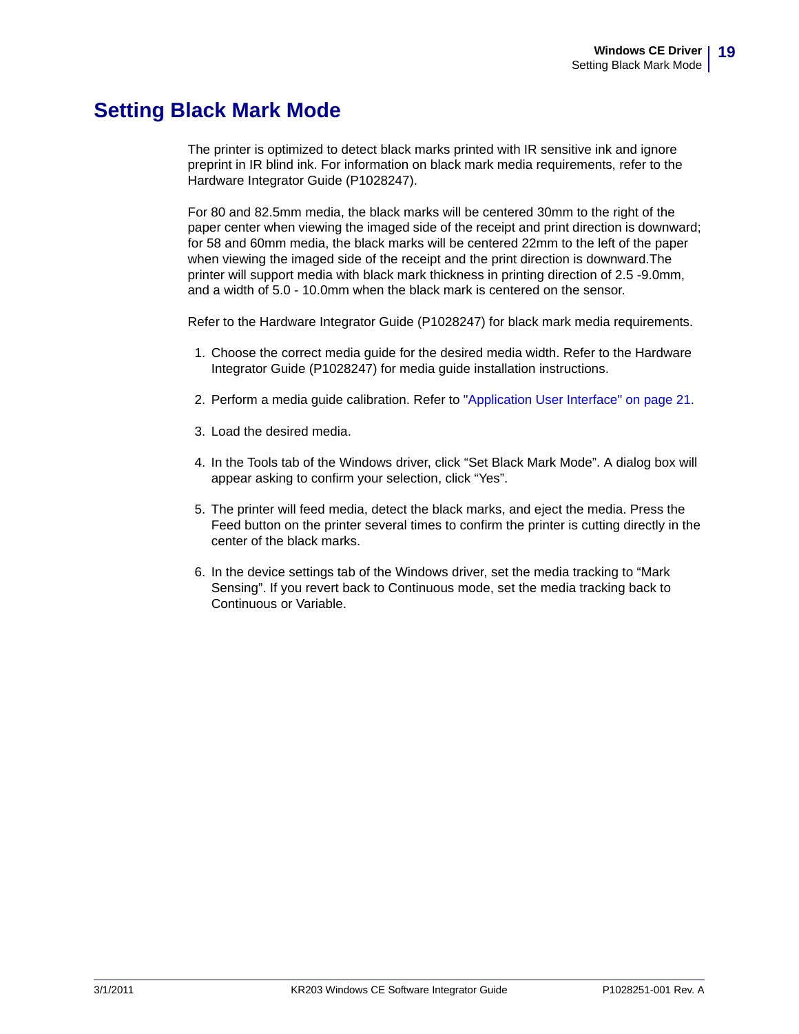# Setting Black Mark Mode

The printer is optimized to detect black marks printed with IR sensitive ink and ignore preprint in IR blind ink. For information on black mark media requirements, refer to the Hardware Integrator Guide (P1028247).

For 80 and 82.5mm media, the black marks will be centered 30mm to the right of the paper center when viewing the imaged side of the receipt and print direction is downward; for 58 and 60mm media, the black marks will be centered 22mm to the left of the paper when viewing the imaged side of the receipt and the print direction is downward.The printer will support media with black mark thickness in printing direction of 2.5 -9.0mm, and a width of 5.0 - 10.0mm when the black mark is centered on the sensor.

Refer to the Hardware Integrator Guide (P1028247) for black mark media requirements.

1. Choose the correct media guide for the desired media width. Refer to the Hardware Integrator Guide (P1028247) for media guide installation instructions.
2. Perform a media guide calibration. Refer to "Application User Interface" on page 21.
3. Load the desired media.
4. In the Tools tab of the Windows driver, click “Set Black Mark Mode”. A dialog box will appear asking to confirm your selection, click “Yes”.
5. The printer will feed media, detect the black marks, and eject the media. Press the Feed button on the printer several times to confirm the printer is cutting directly in the center of the black marks.
6. In the device settings tab of the Windows driver, set the media tracking to “Mark Sensing”. If you revert back to Continuous mode, set the media tracking back to Continuous or Variable.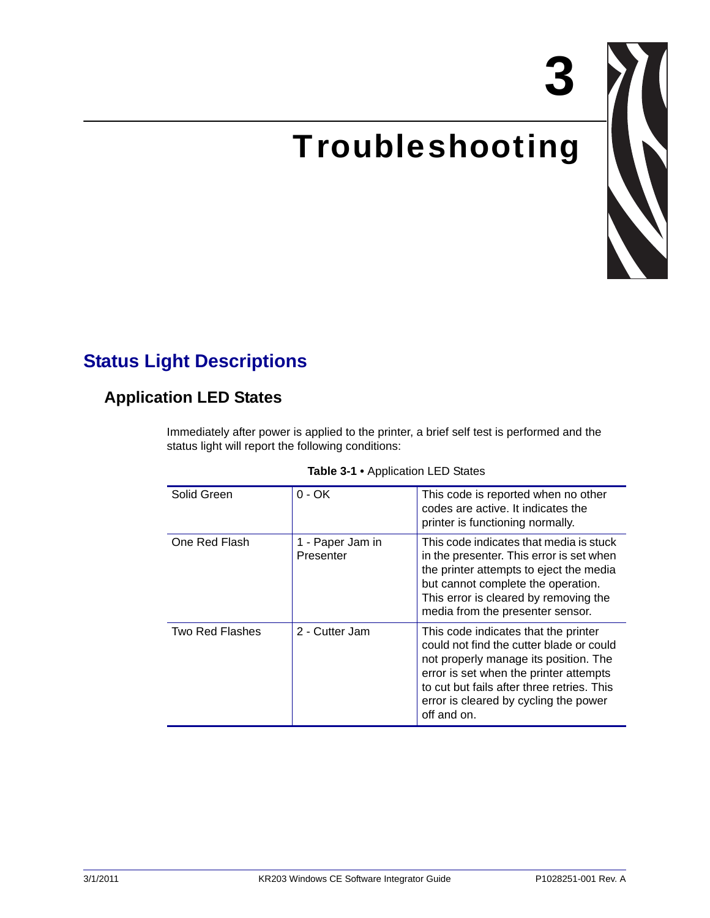# 3

# Troubleshooting

## Status Light Descriptions

### Application LED States

Immediately after power is applied to the printer, a brief self test is performed and the status light will report the following conditions:

**Table 3-1** • Application LED States

| | | |
|---|---|---|
| Solid Green | 0 - OK | This code is reported when no other codes are active. It indicates the printer is functioning normally. |
| One Red Flash | 1 - Paper Jam in Presenter | This code indicates that media is stuck in the presenter. This error is set when the printer attempts to eject the media but cannot complete the operation. This error is cleared by removing the media from the presenter sensor. |
| Two Red Flashes | 2 - Cutter Jam | This code indicates that the printer could not find the cutter blade or could not properly manage its position. The error is set when the printer attempts to cut but fails after three retries. This error is cleared by cycling the power off and on. |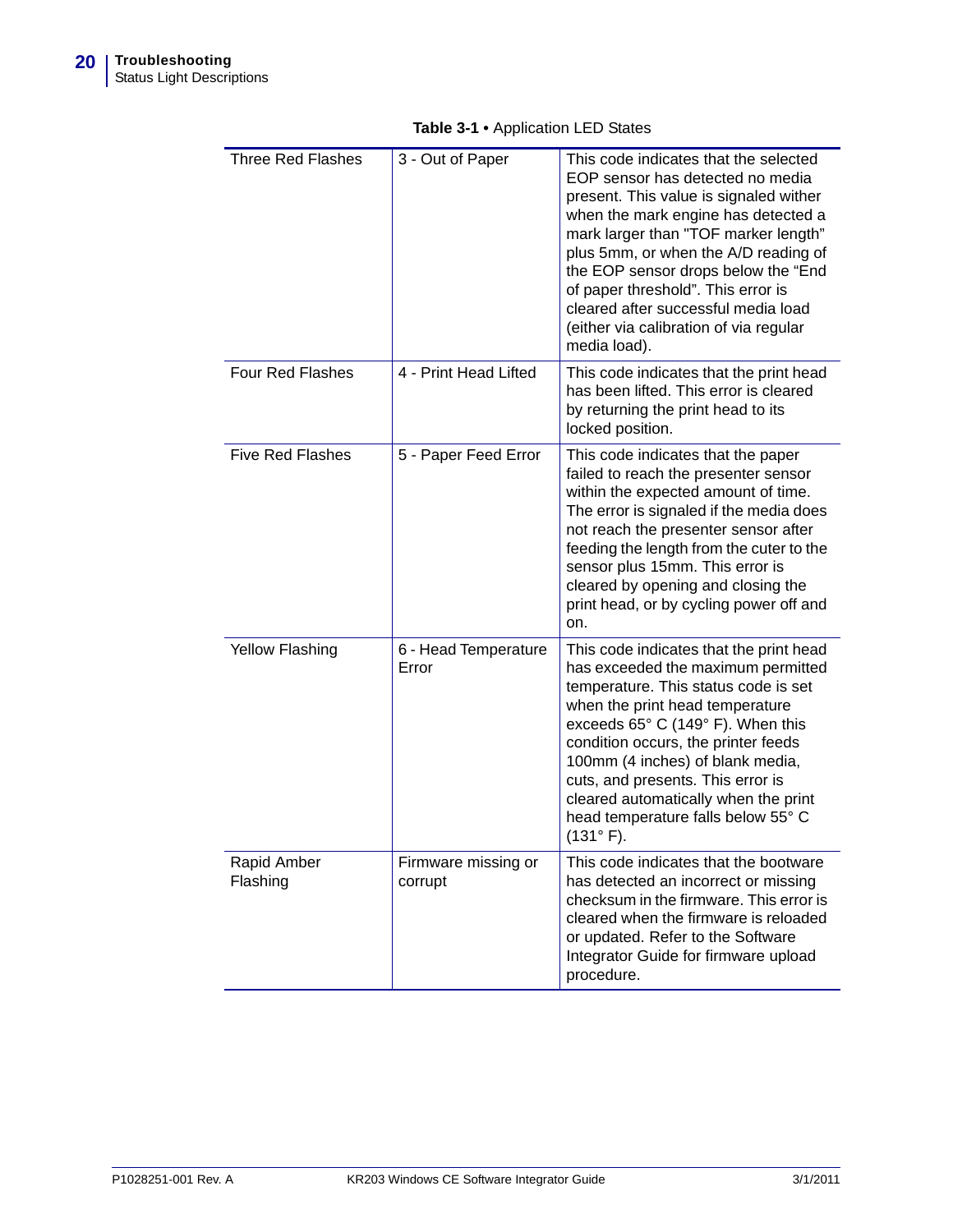**Table 3-1 •** Application LED States

| | | |
|---|---|---|
| Three Red Flashes | 3 - Out of Paper | This code indicates that the selected EOP sensor has detected no media present. This value is signaled wither when the mark engine has detected a mark larger than "TOF marker length" plus 5mm, or when the A/D reading of the EOP sensor drops below the "End of paper threshold". This error is cleared after successful media load (either via calibration of via regular media load). |
| Four Red Flashes | 4 - Print Head Lifted | This code indicates that the print head has been lifted. This error is cleared by returning the print head to its locked position. |
| Five Red Flashes | 5 - Paper Feed Error | This code indicates that the paper failed to reach the presenter sensor within the expected amount of time. The error is signaled if the media does not reach the presenter sensor after feeding the length from the cuter to the sensor plus 15mm. This error is cleared by opening and closing the print head, or by cycling power off and on. |
| Yellow Flashing | 6 - Head Temperature Error | This code indicates that the print head has exceeded the maximum permitted temperature. This status code is set when the print head temperature exceeds 65° C (149° F). When this condition occurs, the printer feeds 100mm (4 inches) of blank media, cuts, and presents. This error is cleared automatically when the print head temperature falls below 55° C (131° F). |
| Rapid Amber Flashing | Firmware missing or corrupt | This code indicates that the bootware has detected an incorrect or missing checksum in the firmware. This error is cleared when the firmware is reloaded or updated. Refer to the Software Integrator Guide for firmware upload procedure. |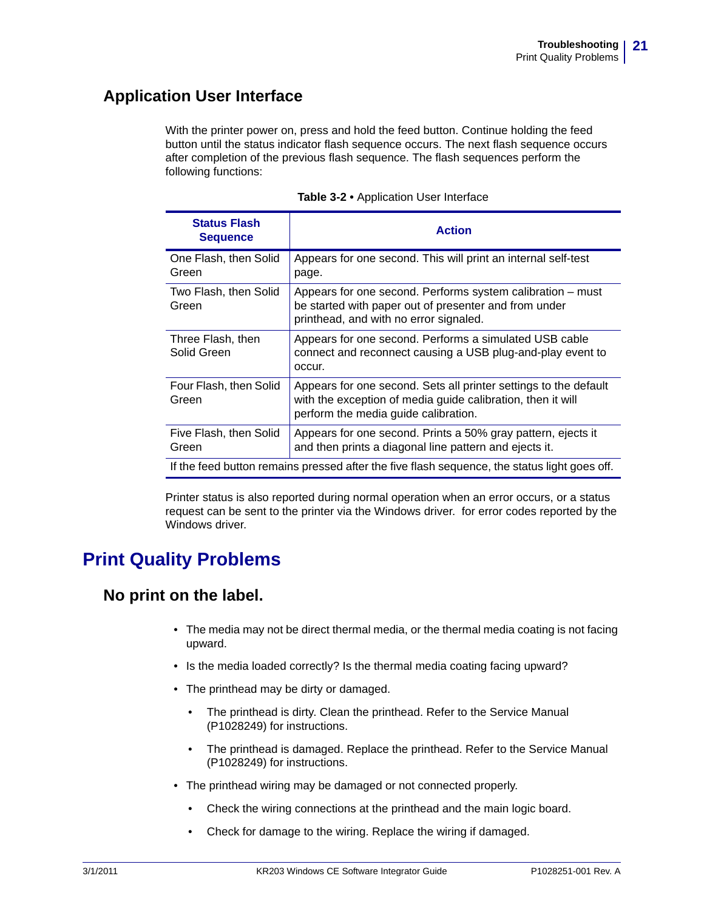## Application User Interface

With the printer power on, press and hold the feed button. Continue holding the feed button until the status indicator flash sequence occurs. The next flash sequence occurs after completion of the previous flash sequence. The flash sequences perform the following functions:

**Table 3-2** • Application User Interface

| Status Flash Sequence | Action |
|---|---|
| One Flash, then Solid Green | Appears for one second. This will print an internal self-test page. |
| Two Flash, then Solid Green | Appears for one second. Performs system calibration – must be started with paper out of presenter and from under printhead, and with no error signaled. |
| Three Flash, then Solid Green | Appears for one second. Performs a simulated USB cable connect and reconnect causing a USB plug-and-play event to occur. |
| Four Flash, then Solid Green | Appears for one second. Sets all printer settings to the default with the exception of media guide calibration, then it will perform the media guide calibration. |
| Five Flash, then Solid Green | Appears for one second. Prints a 50% gray pattern, ejects it and then prints a diagonal line pattern and ejects it. |
| If the feed button remains pressed after the five flash sequence, the status light goes off. | |

Printer status is also reported during normal operation when an error occurs, or a status request can be sent to the printer via the Windows driver.  for error codes reported by the Windows driver.

# Print Quality Problems

## No print on the label.

- The media may not be direct thermal media, or the thermal media coating is not facing upward.
- Is the media loaded correctly? Is the thermal media coating facing upward?
- The printhead may be dirty or damaged.
  - The printhead is dirty. Clean the printhead. Refer to the Service Manual (P1028249) for instructions.
  - The printhead is damaged. Replace the printhead. Refer to the Service Manual (P1028249) for instructions.
- The printhead wiring may be damaged or not connected properly.
  - Check the wiring connections at the printhead and the main logic board.
  - Check for damage to the wiring. Replace the wiring if damaged.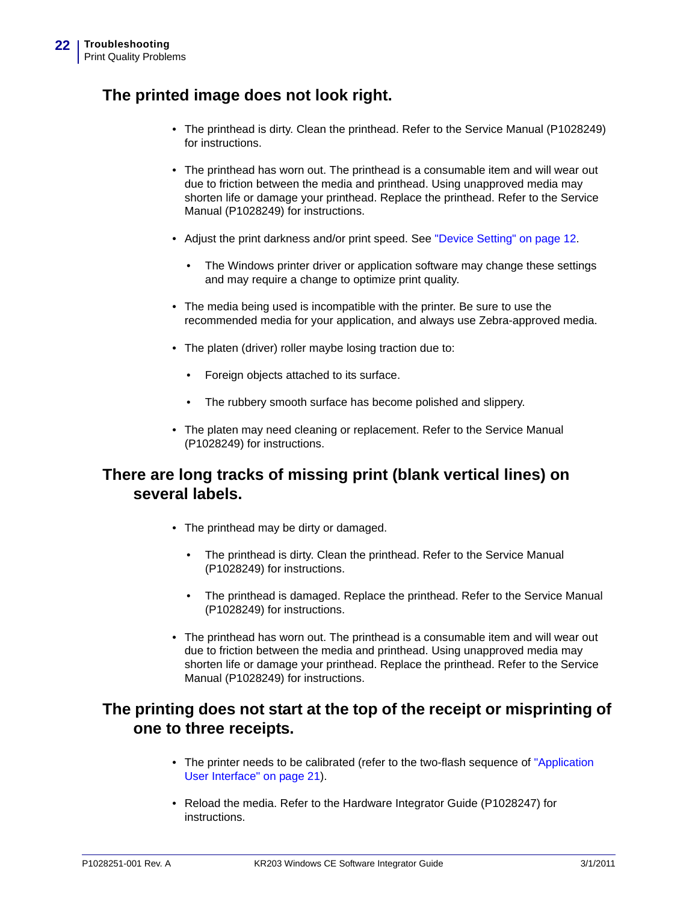## The printed image does not look right.

- The printhead is dirty. Clean the printhead. Refer to the Service Manual (P1028249) for instructions.
- The printhead has worn out. The printhead is a consumable item and will wear out due to friction between the media and printhead. Using unapproved media may shorten life or damage your printhead. Replace the printhead. Refer to the Service Manual (P1028249) for instructions.
- Adjust the print darkness and/or print speed. See "Device Setting" on page 12.
  - The Windows printer driver or application software may change these settings and may require a change to optimize print quality.
- The media being used is incompatible with the printer. Be sure to use the recommended media for your application, and always use Zebra-approved media.
- The platen (driver) roller maybe losing traction due to:
  - Foreign objects attached to its surface.
  - The rubbery smooth surface has become polished and slippery.
- The platen may need cleaning or replacement. Refer to the Service Manual (P1028249) for instructions.

## There are long tracks of missing print (blank vertical lines) on several labels.

- The printhead may be dirty or damaged.
  - The printhead is dirty. Clean the printhead. Refer to the Service Manual (P1028249) for instructions.
  - The printhead is damaged. Replace the printhead. Refer to the Service Manual (P1028249) for instructions.
- The printhead has worn out. The printhead is a consumable item and will wear out due to friction between the media and printhead. Using unapproved media may shorten life or damage your printhead. Replace the printhead. Refer to the Service Manual (P1028249) for instructions.

## The printing does not start at the top of the receipt or misprinting of one to three receipts.

- The printer needs to be calibrated (refer to the two-flash sequence of "Application User Interface" on page 21).
- Reload the media. Refer to the Hardware Integrator Guide (P1028247) for instructions.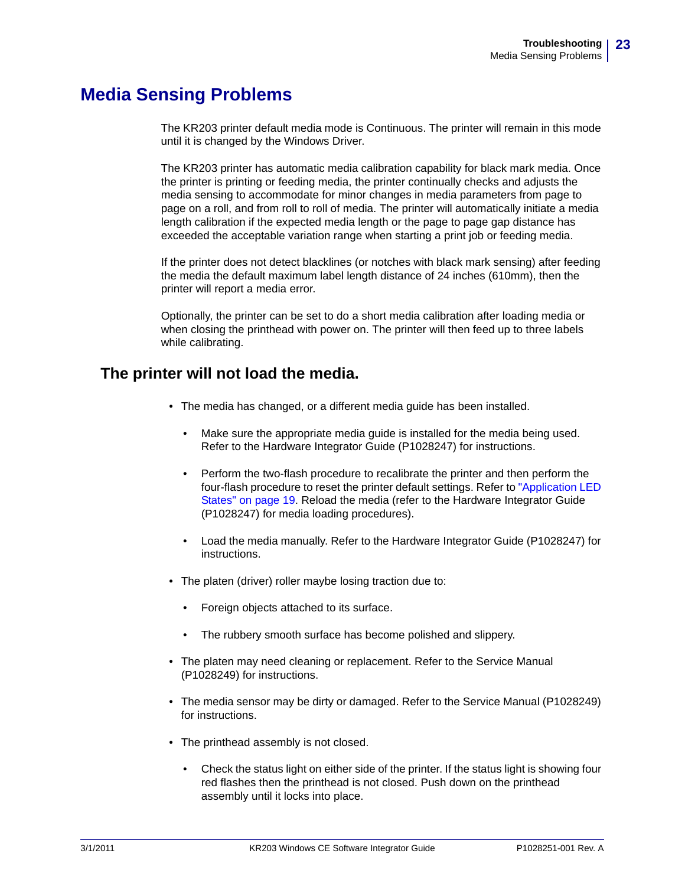# Media Sensing Problems

The KR203 printer default media mode is Continuous. The printer will remain in this mode until it is changed by the Windows Driver.

The KR203 printer has automatic media calibration capability for black mark media. Once the printer is printing or feeding media, the printer continually checks and adjusts the media sensing to accommodate for minor changes in media parameters from page to page on a roll, and from roll to roll of media. The printer will automatically initiate a media length calibration if the expected media length or the page to page gap distance has exceeded the acceptable variation range when starting a print job or feeding media.

If the printer does not detect blacklines (or notches with black mark sensing) after feeding the media the default maximum label length distance of 24 inches (610mm), then the printer will report a media error.

Optionally, the printer can be set to do a short media calibration after loading media or when closing the printhead with power on. The printer will then feed up to three labels while calibrating.

## The printer will not load the media.

- The media has changed, or a different media guide has been installed.
  - Make sure the appropriate media guide is installed for the media being used. Refer to the Hardware Integrator Guide (P1028247) for instructions.
  - Perform the two-flash procedure to recalibrate the printer and then perform the four-flash procedure to reset the printer default settings. Refer to "Application LED States" on page 19. Reload the media (refer to the Hardware Integrator Guide (P1028247) for media loading procedures).
  - Load the media manually. Refer to the Hardware Integrator Guide (P1028247) for instructions.
- The platen (driver) roller maybe losing traction due to:
  - Foreign objects attached to its surface.
  - The rubbery smooth surface has become polished and slippery.
- The platen may need cleaning or replacement. Refer to the Service Manual (P1028249) for instructions.
- The media sensor may be dirty or damaged. Refer to the Service Manual (P1028249) for instructions.
- The printhead assembly is not closed.
  - Check the status light on either side of the printer. If the status light is showing four red flashes then the printhead is not closed. Push down on the printhead assembly until it locks into place.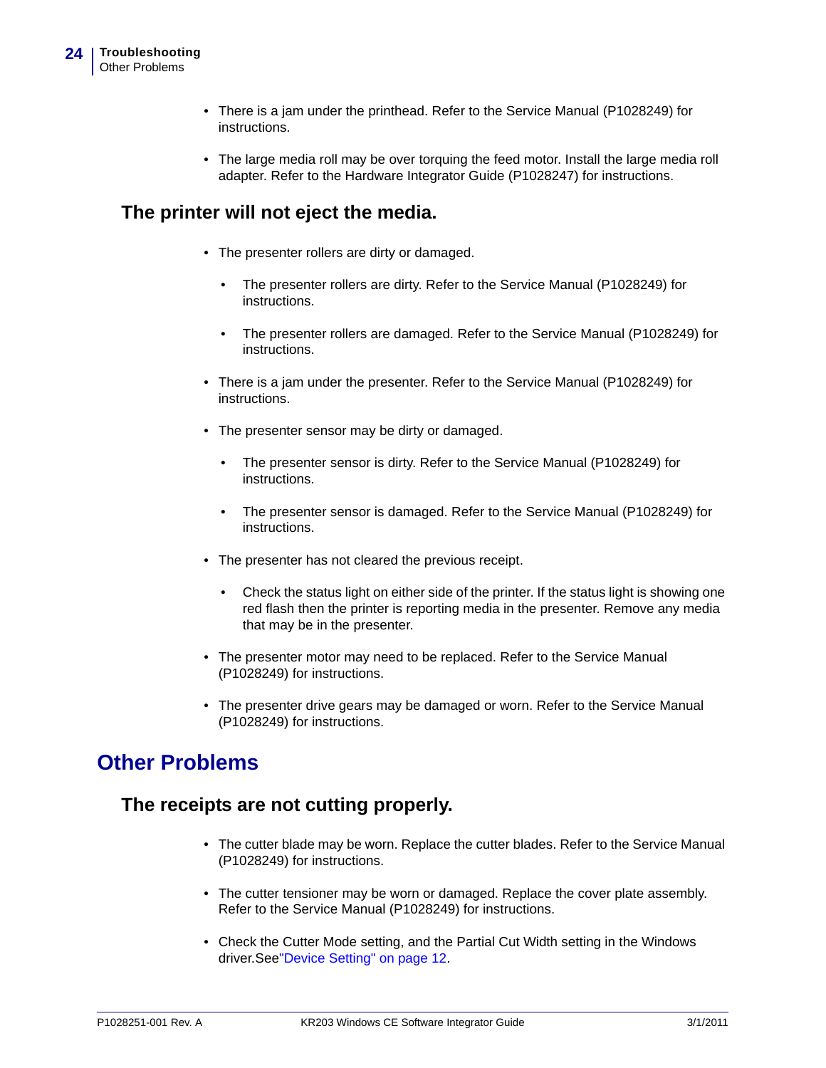- There is a jam under the printhead. Refer to the Service Manual (P1028249) for instructions.
- The large media roll may be over torquing the feed motor. Install the large media roll adapter. Refer to the Hardware Integrator Guide (P1028247) for instructions.

### The printer will not eject the media.

- The presenter rollers are dirty or damaged.
  - The presenter rollers are dirty. Refer to the Service Manual (P1028249) for instructions.
  - The presenter rollers are damaged. Refer to the Service Manual (P1028249) for instructions.
- There is a jam under the presenter. Refer to the Service Manual (P1028249) for instructions.
- The presenter sensor may be dirty or damaged.
  - The presenter sensor is dirty. Refer to the Service Manual (P1028249) for instructions.
  - The presenter sensor is damaged. Refer to the Service Manual (P1028249) for instructions.
- The presenter has not cleared the previous receipt.
  - Check the status light on either side of the printer. If the status light is showing one red flash then the printer is reporting media in the presenter. Remove any media that may be in the presenter.
- The presenter motor may need to be replaced. Refer to the Service Manual (P1028249) for instructions.
- The presenter drive gears may be damaged or worn. Refer to the Service Manual (P1028249) for instructions.

## Other Problems

### The receipts are not cutting properly.

- The cutter blade may be worn. Replace the cutter blades. Refer to the Service Manual (P1028249) for instructions.
- The cutter tensioner may be worn or damaged. Replace the cover plate assembly. Refer to the Service Manual (P1028249) for instructions.
- Check the Cutter Mode setting, and the Partial Cut Width setting in the Windows driver.See"Device Setting" on page 12.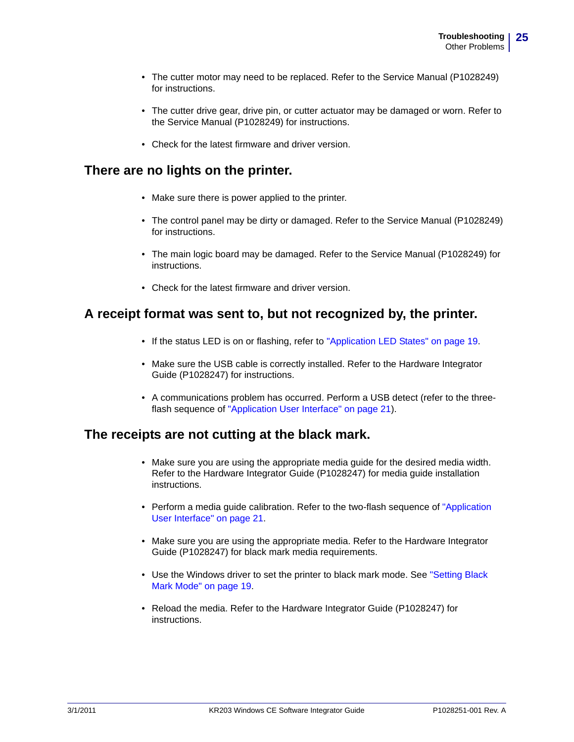- The cutter motor may need to be replaced. Refer to the Service Manual (P1028249) for instructions.
- The cutter drive gear, drive pin, or cutter actuator may be damaged or worn. Refer to the Service Manual (P1028249) for instructions.
- Check for the latest firmware and driver version.

## There are no lights on the printer.

- Make sure there is power applied to the printer.
- The control panel may be dirty or damaged. Refer to the Service Manual (P1028249) for instructions.
- The main logic board may be damaged. Refer to the Service Manual (P1028249) for instructions.
- Check for the latest firmware and driver version.

## A receipt format was sent to, but not recognized by, the printer.

- If the status LED is on or flashing, refer to "Application LED States" on page 19.
- Make sure the USB cable is correctly installed. Refer to the Hardware Integrator Guide (P1028247) for instructions.
- A communications problem has occurred. Perform a USB detect (refer to the three-flash sequence of "Application User Interface" on page 21).

## The receipts are not cutting at the black mark.

- Make sure you are using the appropriate media guide for the desired media width. Refer to the Hardware Integrator Guide (P1028247) for media guide installation instructions.
- Perform a media guide calibration. Refer to the two-flash sequence of "Application User Interface" on page 21.
- Make sure you are using the appropriate media. Refer to the Hardware Integrator Guide (P1028247) for black mark media requirements.
- Use the Windows driver to set the printer to black mark mode. See "Setting Black Mark Mode" on page 19.
- Reload the media. Refer to the Hardware Integrator Guide (P1028247) for instructions.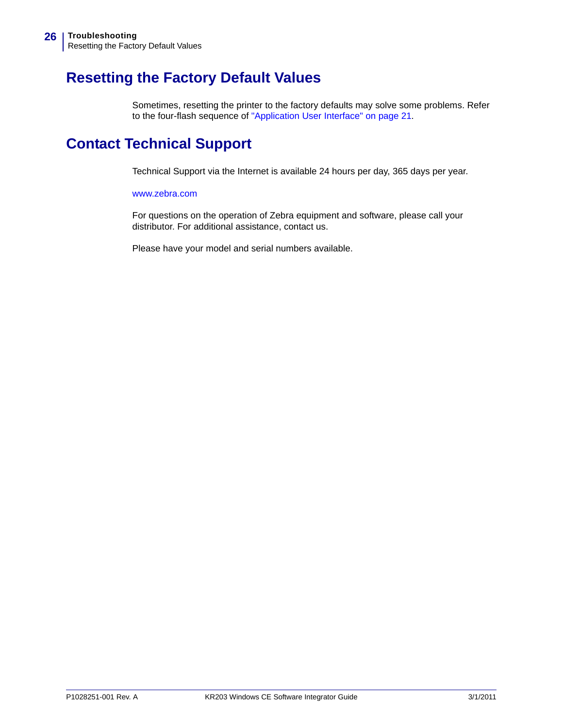## Resetting the Factory Default Values

Sometimes, resetting the printer to the factory defaults may solve some problems. Refer to the four-flash sequence of "Application User Interface" on page 21.

## Contact Technical Support

Technical Support via the Internet is available 24 hours per day, 365 days per year.

www.zebra.com

For questions on the operation of Zebra equipment and software, please call your distributor. For additional assistance, contact us.

Please have your model and serial numbers available.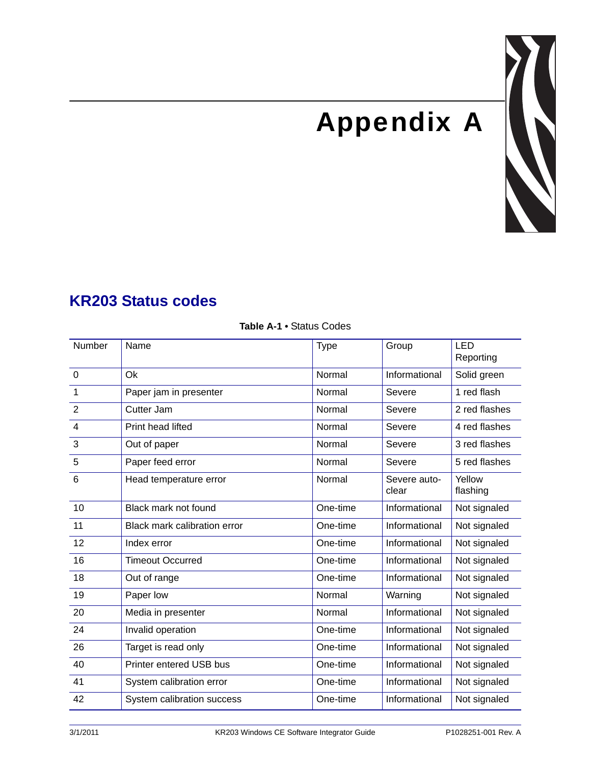# Appendix A

## KR203 Status codes

**Table A-1** • Status Codes

| Number | Name | Type | Group | LED Reporting |
|---|---|---|---|---|
| 0 | Ok | Normal | Informational | Solid green |
| 1 | Paper jam in presenter | Normal | Severe | 1 red flash |
| 2 | Cutter Jam | Normal | Severe | 2 red flashes |
| 4 | Print head lifted | Normal | Severe | 4 red flashes |
| 3 | Out of paper | Normal | Severe | 3 red flashes |
| 5 | Paper feed error | Normal | Severe | 5 red flashes |
| 6 | Head temperature error | Normal | Severe auto-clear | Yellow flashing |
| 10 | Black mark not found | One-time | Informational | Not signaled |
| 11 | Black mark calibration error | One-time | Informational | Not signaled |
| 12 | Index error | One-time | Informational | Not signaled |
| 16 | Timeout Occurred | One-time | Informational | Not signaled |
| 18 | Out of range | One-time | Informational | Not signaled |
| 19 | Paper low | Normal | Warning | Not signaled |
| 20 | Media in presenter | Normal | Informational | Not signaled |
| 24 | Invalid operation | One-time | Informational | Not signaled |
| 26 | Target is read only | One-time | Informational | Not signaled |
| 40 | Printer entered USB bus | One-time | Informational | Not signaled |
| 41 | System calibration error | One-time | Informational | Not signaled |
| 42 | System calibration success | One-time | Informational | Not signaled |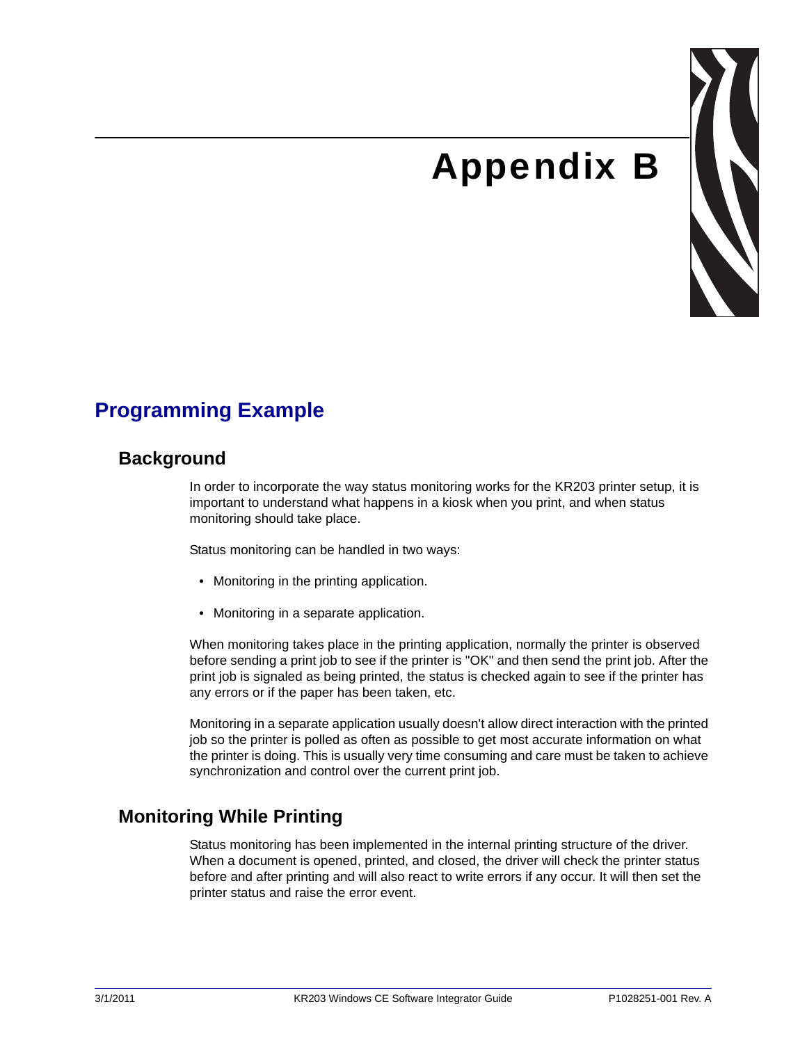# Appendix B

## Programming Example

### Background

In order to incorporate the way status monitoring works for the KR203 printer setup, it is important to understand what happens in a kiosk when you print, and when status monitoring should take place.

Status monitoring can be handled in two ways:

- Monitoring in the printing application.
- Monitoring in a separate application.

When monitoring takes place in the printing application, normally the printer is observed before sending a print job to see if the printer is "OK" and then send the print job. After the print job is signaled as being printed, the status is checked again to see if the printer has any errors or if the paper has been taken, etc.

Monitoring in a separate application usually doesn't allow direct interaction with the printed job so the printer is polled as often as possible to get most accurate information on what the printer is doing. This is usually very time consuming and care must be taken to achieve synchronization and control over the current print job.

### Monitoring While Printing

Status monitoring has been implemented in the internal printing structure of the driver. When a document is opened, printed, and closed, the driver will check the printer status before and after printing and will also react to write errors if any occur. It will then set the printer status and raise the error event.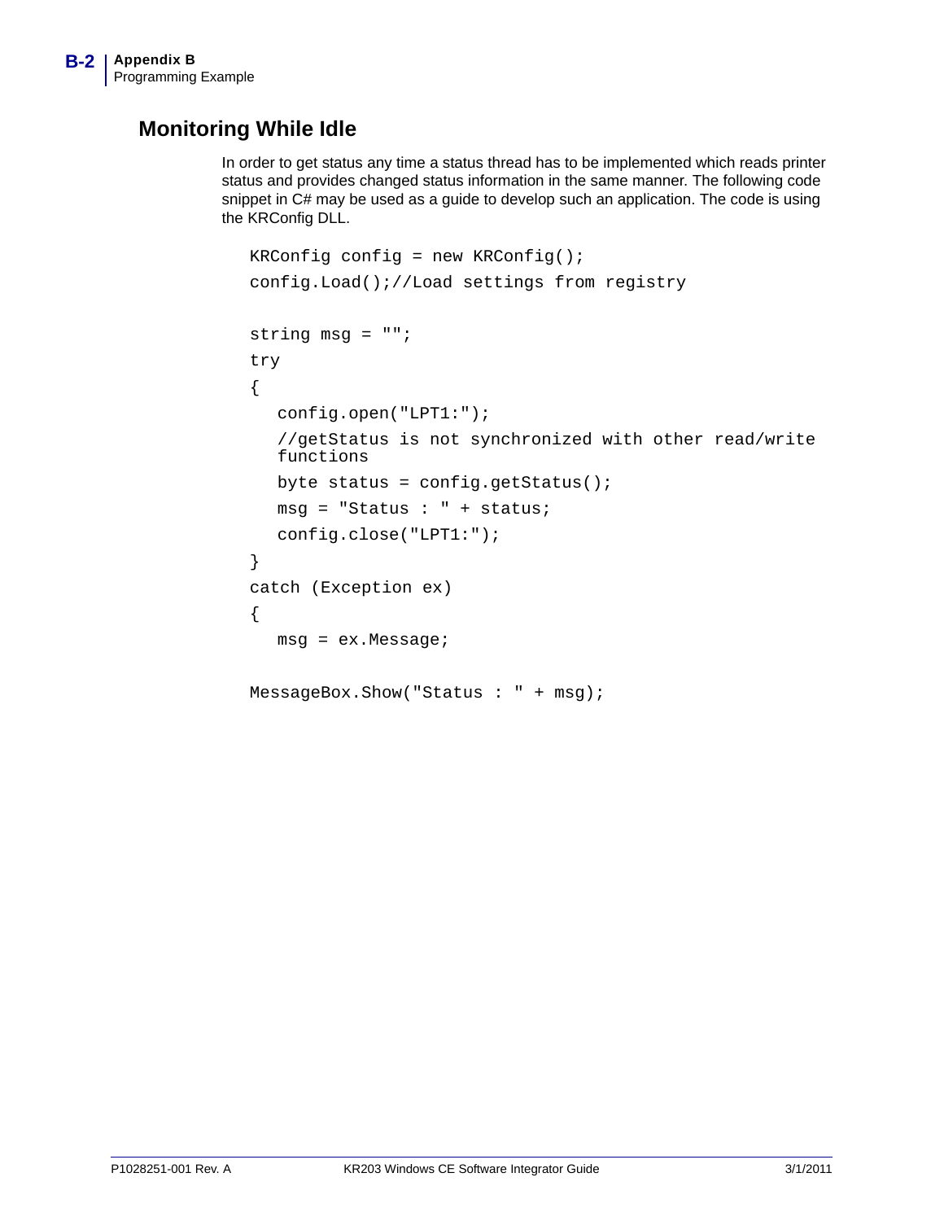## Monitoring While Idle

In order to get status any time a status thread has to be implemented which reads printer status and provides changed status information in the same manner. The following code snippet in C# may be used as a guide to develop such an application. The code is using the KRConfig DLL.

```
KRConfig config = new KRConfig();
config.Load();//Load settings from registry

string msg = "";
try
{
   config.open("LPT1:");
   //getStatus is not synchronized with other read/write
   functions
   byte status = config.getStatus();
   msg = "Status : " + status;
   config.close("LPT1:");
}
catch (Exception ex)
{
   msg = ex.Message;

MessageBox.Show("Status : " + msg);
```